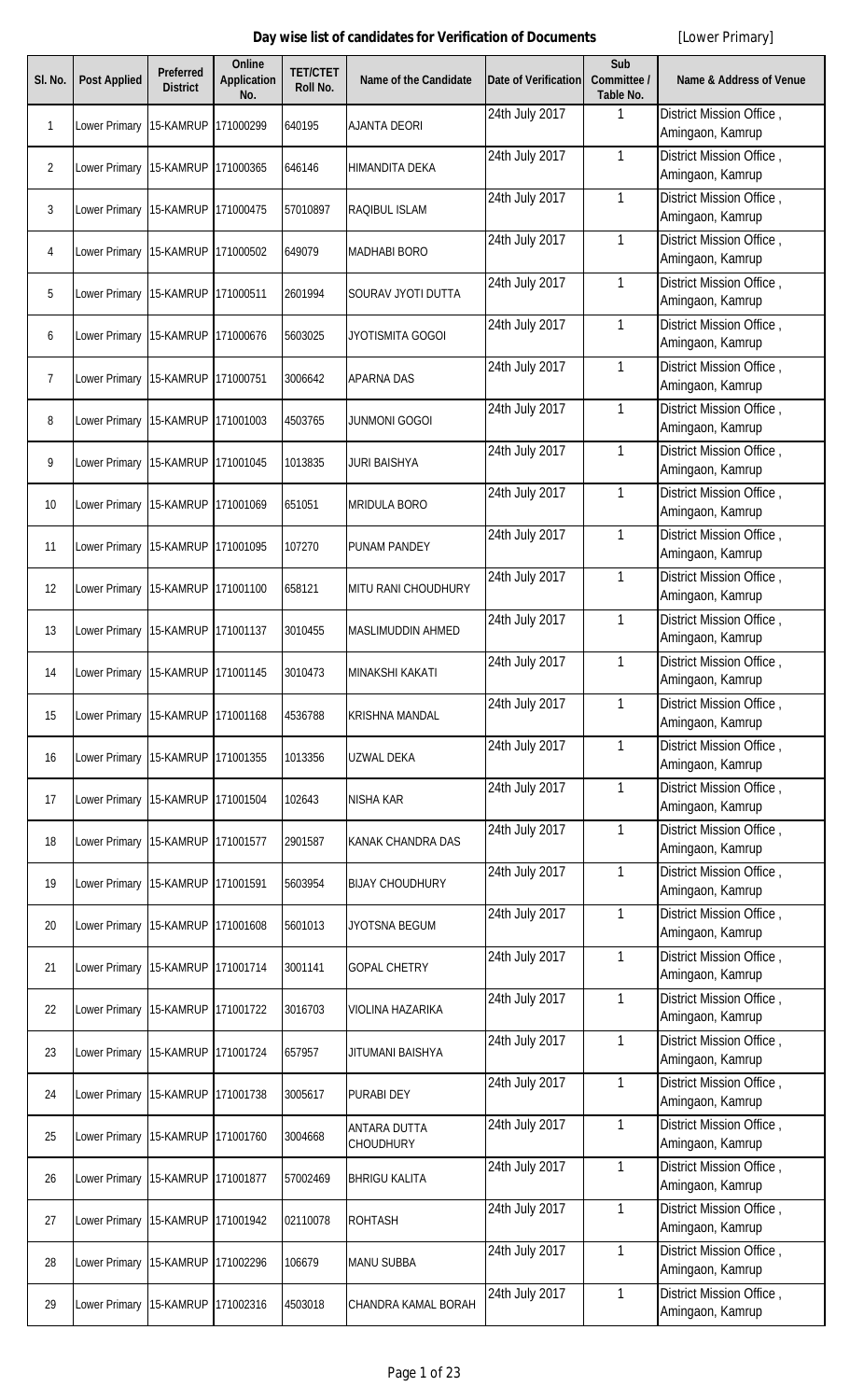**Day wise list of candidates for Verification of Documents** [Lower Primary]

| Sl. No. | Post Applied | Preferred District | Online Application No. | TET/CTET Roll No. | Name of the Candidate | Date of Verification | Sub Committee / Table No. | Name & Address of Venue |
|---|---|---|---|---|---|---|---|---|
| 1 | Lower Primary | 15-KAMRUP | 171000299 | 640195 | AJANTA DEORI | 24th July 2017 | 1 | District Mission Office , Amingaon, Kamrup |
| 2 | Lower Primary | 15-KAMRUP | 171000365 | 646146 | HIMANDITA DEKA | 24th July 2017 | 1 | District Mission Office , Amingaon, Kamrup |
| 3 | Lower Primary | 15-KAMRUP | 171000475 | 57010897 | RAQIBUL ISLAM | 24th July 2017 | 1 | District Mission Office , Amingaon, Kamrup |
| 4 | Lower Primary | 15-KAMRUP | 171000502 | 649079 | MADHABI BORO | 24th July 2017 | 1 | District Mission Office , Amingaon, Kamrup |
| 5 | Lower Primary | 15-KAMRUP | 171000511 | 2601994 | SOURAV JYOTI DUTTA | 24th July 2017 | 1 | District Mission Office , Amingaon, Kamrup |
| 6 | Lower Primary | 15-KAMRUP | 171000676 | 5603025 | JYOTISMITA GOGOI | 24th July 2017 | 1 | District Mission Office , Amingaon, Kamrup |
| 7 | Lower Primary | 15-KAMRUP | 171000751 | 3006642 | APARNA DAS | 24th July 2017 | 1 | District Mission Office , Amingaon, Kamrup |
| 8 | Lower Primary | 15-KAMRUP | 171001003 | 4503765 | JUNMONI GOGOI | 24th July 2017 | 1 | District Mission Office , Amingaon, Kamrup |
| 9 | Lower Primary | 15-KAMRUP | 171001045 | 1013835 | JURI BAISHYA | 24th July 2017 | 1 | District Mission Office , Amingaon, Kamrup |
| 10 | Lower Primary | 15-KAMRUP | 171001069 | 651051 | MRIDULA BORO | 24th July 2017 | 1 | District Mission Office , Amingaon, Kamrup |
| 11 | Lower Primary | 15-KAMRUP | 171001095 | 107270 | PUNAM PANDEY | 24th July 2017 | 1 | District Mission Office , Amingaon, Kamrup |
| 12 | Lower Primary | 15-KAMRUP | 171001100 | 658121 | MITU RANI CHOUDHURY | 24th July 2017 | 1 | District Mission Office , Amingaon, Kamrup |
| 13 | Lower Primary | 15-KAMRUP | 171001137 | 3010455 | MASLIMUDDIN AHMED | 24th July 2017 | 1 | District Mission Office , Amingaon, Kamrup |
| 14 | Lower Primary | 15-KAMRUP | 171001145 | 3010473 | MINAKSHI KAKATI | 24th July 2017 | 1 | District Mission Office , Amingaon, Kamrup |
| 15 | Lower Primary | 15-KAMRUP | 171001168 | 4536788 | KRISHNA MANDAL | 24th July 2017 | 1 | District Mission Office , Amingaon, Kamrup |
| 16 | Lower Primary | 15-KAMRUP | 171001355 | 1013356 | UZWAL DEKA | 24th July 2017 | 1 | District Mission Office , Amingaon, Kamrup |
| 17 | Lower Primary | 15-KAMRUP | 171001504 | 102643 | NISHA KAR | 24th July 2017 | 1 | District Mission Office , Amingaon, Kamrup |
| 18 | Lower Primary | 15-KAMRUP | 171001577 | 2901587 | KANAK CHANDRA DAS | 24th July 2017 | 1 | District Mission Office , Amingaon, Kamrup |
| 19 | Lower Primary | 15-KAMRUP | 171001591 | 5603954 | BIJAY CHOUDHURY | 24th July 2017 | 1 | District Mission Office , Amingaon, Kamrup |
| 20 | Lower Primary | 15-KAMRUP | 171001608 | 5601013 | JYOTSNA BEGUM | 24th July 2017 | 1 | District Mission Office , Amingaon, Kamrup |
| 21 | Lower Primary | 15-KAMRUP | 171001714 | 3001141 | GOPAL CHETRY | 24th July 2017 | 1 | District Mission Office , Amingaon, Kamrup |
| 22 | Lower Primary | 15-KAMRUP | 171001722 | 3016703 | VIOLINA HAZARIKA | 24th July 2017 | 1 | District Mission Office , Amingaon, Kamrup |
| 23 | Lower Primary | 15-KAMRUP | 171001724 | 657957 | JITUMANI BAISHYA | 24th July 2017 | 1 | District Mission Office , Amingaon, Kamrup |
| 24 | Lower Primary | 15-KAMRUP | 171001738 | 3005617 | PURABI DEY | 24th July 2017 | 1 | District Mission Office , Amingaon, Kamrup |
| 25 | Lower Primary | 15-KAMRUP | 171001760 | 3004668 | ANTARA DUTTA CHOUDHURY | 24th July 2017 | 1 | District Mission Office , Amingaon, Kamrup |
| 26 | Lower Primary | 15-KAMRUP | 171001877 | 57002469 | BHRIGU KALITA | 24th July 2017 | 1 | District Mission Office , Amingaon, Kamrup |
| 27 | Lower Primary | 15-KAMRUP | 171001942 | 02110078 | ROHTASH | 24th July 2017 | 1 | District Mission Office , Amingaon, Kamrup |
| 28 | Lower Primary | 15-KAMRUP | 171002296 | 106679 | MANU SUBBA | 24th July 2017 | 1 | District Mission Office , Amingaon, Kamrup |
| 29 | Lower Primary | 15-KAMRUP | 171002316 | 4503018 | CHANDRA KAMAL BORAH | 24th July 2017 | 1 | District Mission Office , Amingaon, Kamrup |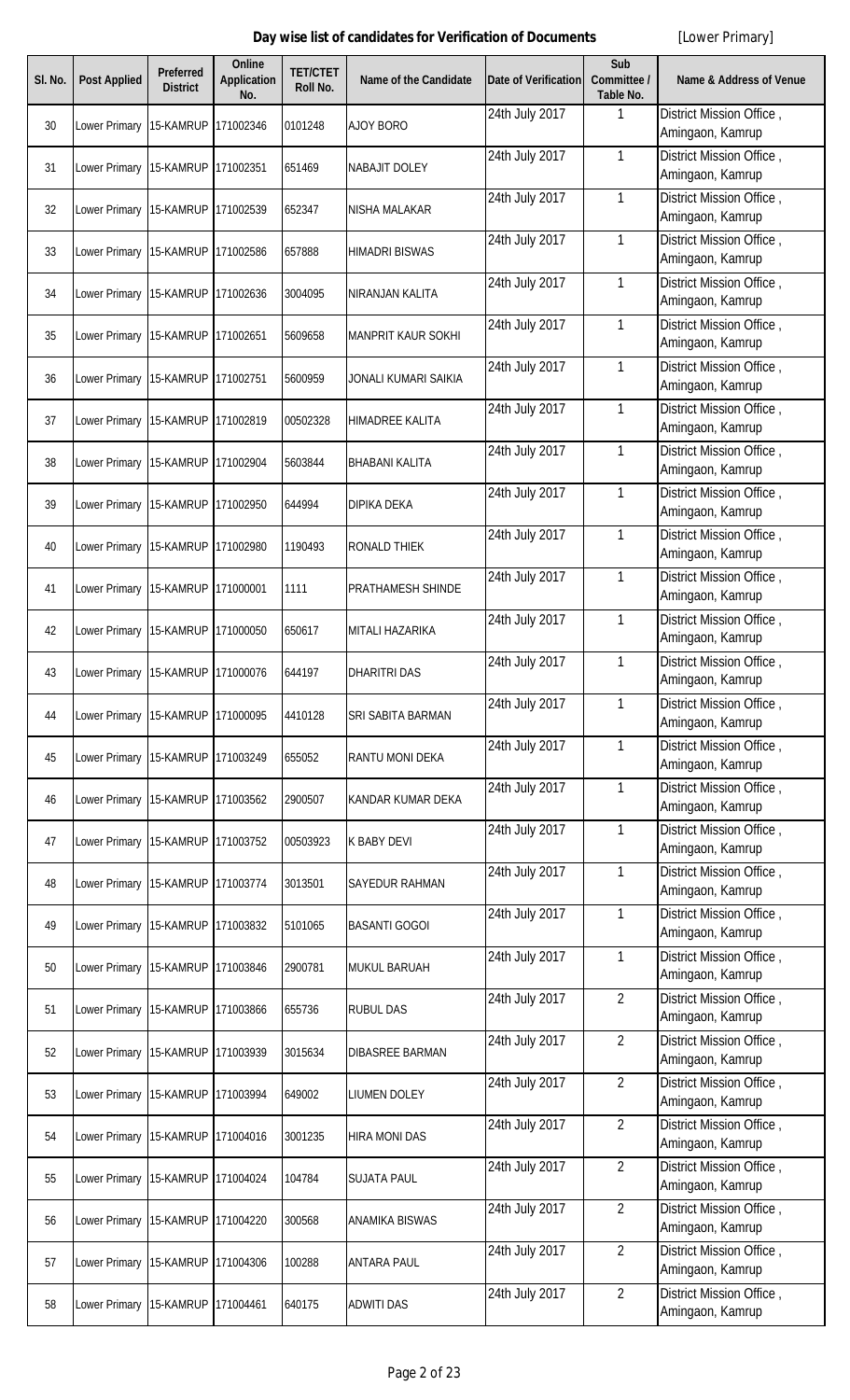**Day wise list of candidates for Verification of Documents** [Lower Primary]

| Sl. No. | Post Applied | Preferred District | Online Application No. | TET/CTET Roll No. | Name of the Candidate | Date of Verification | Sub Committee / Table No. | Name & Address of Venue |
|---|---|---|---|---|---|---|---|---|
| 30 | Lower Primary | 15-KAMRUP | 171002346 | 0101248 | AJOY BORO | 24th July 2017 | 1 | District Mission Office , Amingaon, Kamrup |
| 31 | Lower Primary | 15-KAMRUP | 171002351 | 651469 | NABAJIT DOLEY | 24th July 2017 | 1 | District Mission Office , Amingaon, Kamrup |
| 32 | Lower Primary | 15-KAMRUP | 171002539 | 652347 | NISHA MALAKAR | 24th July 2017 | 1 | District Mission Office , Amingaon, Kamrup |
| 33 | Lower Primary | 15-KAMRUP | 171002586 | 657888 | HIMADRI BISWAS | 24th July 2017 | 1 | District Mission Office , Amingaon, Kamrup |
| 34 | Lower Primary | 15-KAMRUP | 171002636 | 3004095 | NIRANJAN KALITA | 24th July 2017 | 1 | District Mission Office , Amingaon, Kamrup |
| 35 | Lower Primary | 15-KAMRUP | 171002651 | 5609658 | MANPRIT KAUR SOKHI | 24th July 2017 | 1 | District Mission Office , Amingaon, Kamrup |
| 36 | Lower Primary | 15-KAMRUP | 171002751 | 5600959 | JONALI KUMARI SAIKIA | 24th July 2017 | 1 | District Mission Office , Amingaon, Kamrup |
| 37 | Lower Primary | 15-KAMRUP | 171002819 | 00502328 | HIMADREE KALITA | 24th July 2017 | 1 | District Mission Office , Amingaon, Kamrup |
| 38 | Lower Primary | 15-KAMRUP | 171002904 | 5603844 | BHABANI KALITA | 24th July 2017 | 1 | District Mission Office , Amingaon, Kamrup |
| 39 | Lower Primary | 15-KAMRUP | 171002950 | 644994 | DIPIKA DEKA | 24th July 2017 | 1 | District Mission Office , Amingaon, Kamrup |
| 40 | Lower Primary | 15-KAMRUP | 171002980 | 1190493 | RONALD THIEK | 24th July 2017 | 1 | District Mission Office , Amingaon, Kamrup |
| 41 | Lower Primary | 15-KAMRUP | 171000001 | 1111 | PRATHAMESH SHINDE | 24th July 2017 | 1 | District Mission Office , Amingaon, Kamrup |
| 42 | Lower Primary | 15-KAMRUP | 171000050 | 650617 | MITALI HAZARIKA | 24th July 2017 | 1 | District Mission Office , Amingaon, Kamrup |
| 43 | Lower Primary | 15-KAMRUP | 171000076 | 644197 | DHARITRI DAS | 24th July 2017 | 1 | District Mission Office , Amingaon, Kamrup |
| 44 | Lower Primary | 15-KAMRUP | 171000095 | 4410128 | SRI SABITA BARMAN | 24th July 2017 | 1 | District Mission Office , Amingaon, Kamrup |
| 45 | Lower Primary | 15-KAMRUP | 171003249 | 655052 | RANTU MONI DEKA | 24th July 2017 | 1 | District Mission Office , Amingaon, Kamrup |
| 46 | Lower Primary | 15-KAMRUP | 171003562 | 2900507 | KANDAR KUMAR DEKA | 24th July 2017 | 1 | District Mission Office , Amingaon, Kamrup |
| 47 | Lower Primary | 15-KAMRUP | 171003752 | 00503923 | K BABY DEVI | 24th July 2017 | 1 | District Mission Office , Amingaon, Kamrup |
| 48 | Lower Primary | 15-KAMRUP | 171003774 | 3013501 | SAYEDUR RAHMAN | 24th July 2017 | 1 | District Mission Office , Amingaon, Kamrup |
| 49 | Lower Primary | 15-KAMRUP | 171003832 | 5101065 | BASANTI GOGOI | 24th July 2017 | 1 | District Mission Office , Amingaon, Kamrup |
| 50 | Lower Primary | 15-KAMRUP | 171003846 | 2900781 | MUKUL BARUAH | 24th July 2017 | 1 | District Mission Office , Amingaon, Kamrup |
| 51 | Lower Primary | 15-KAMRUP | 171003866 | 655736 | RUBUL DAS | 24th July 2017 | 2 | District Mission Office , Amingaon, Kamrup |
| 52 | Lower Primary | 15-KAMRUP | 171003939 | 3015634 | DIBASREE BARMAN | 24th July 2017 | 2 | District Mission Office , Amingaon, Kamrup |
| 53 | Lower Primary | 15-KAMRUP | 171003994 | 649002 | LIUMEN DOLEY | 24th July 2017 | 2 | District Mission Office , Amingaon, Kamrup |
| 54 | Lower Primary | 15-KAMRUP | 171004016 | 3001235 | HIRA MONI DAS | 24th July 2017 | 2 | District Mission Office , Amingaon, Kamrup |
| 55 | Lower Primary | 15-KAMRUP | 171004024 | 104784 | SUJATA PAUL | 24th July 2017 | 2 | District Mission Office , Amingaon, Kamrup |
| 56 | Lower Primary | 15-KAMRUP | 171004220 | 300568 | ANAMIKA BISWAS | 24th July 2017 | 2 | District Mission Office , Amingaon, Kamrup |
| 57 | Lower Primary | 15-KAMRUP | 171004306 | 100288 | ANTARA PAUL | 24th July 2017 | 2 | District Mission Office , Amingaon, Kamrup |
| 58 | Lower Primary | 15-KAMRUP | 171004461 | 640175 | ADWITI DAS | 24th July 2017 | 2 | District Mission Office , Amingaon, Kamrup |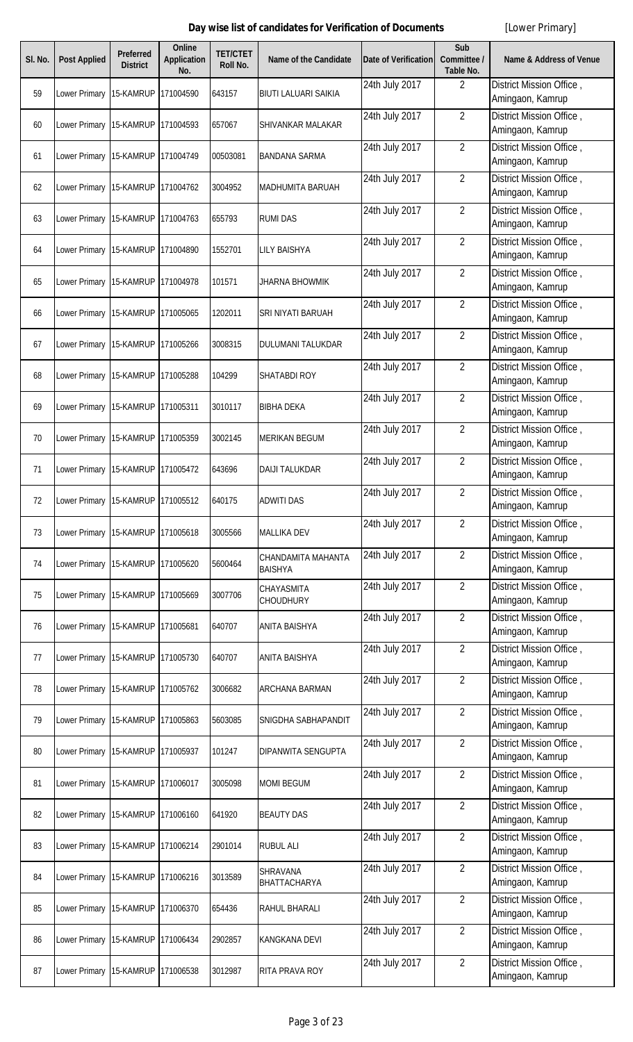**Day wise list of candidates for Verification of Documents** [Lower Primary]

| Sl. No. | Post Applied | Preferred District | Online Application No. | TET/CTET Roll No. | Name of the Candidate | Date of Verification | Sub Committee / Table No. | Name & Address of Venue |
|---|---|---|---|---|---|---|---|---|
| 59 | Lower Primary | 15-KAMRUP | 171004590 | 643157 | BIUTI LALUARI SAIKIA | 24th July 2017 | 2 | District Mission Office , Amingaon, Kamrup |
| 60 | Lower Primary | 15-KAMRUP | 171004593 | 657067 | SHIVANKAR MALAKAR | 24th July 2017 | 2 | District Mission Office , Amingaon, Kamrup |
| 61 | Lower Primary | 15-KAMRUP | 171004749 | 00503081 | BANDANA SARMA | 24th July 2017 | 2 | District Mission Office , Amingaon, Kamrup |
| 62 | Lower Primary | 15-KAMRUP | 171004762 | 3004952 | MADHUMITA BARUAH | 24th July 2017 | 2 | District Mission Office , Amingaon, Kamrup |
| 63 | Lower Primary | 15-KAMRUP | 171004763 | 655793 | RUMI DAS | 24th July 2017 | 2 | District Mission Office , Amingaon, Kamrup |
| 64 | Lower Primary | 15-KAMRUP | 171004890 | 1552701 | LILY BAISHYA | 24th July 2017 | 2 | District Mission Office , Amingaon, Kamrup |
| 65 | Lower Primary | 15-KAMRUP | 171004978 | 101571 | JHARNA BHOWMIK | 24th July 2017 | 2 | District Mission Office , Amingaon, Kamrup |
| 66 | Lower Primary | 15-KAMRUP | 171005065 | 1202011 | SRI NIYATI BARUAH | 24th July 2017 | 2 | District Mission Office , Amingaon, Kamrup |
| 67 | Lower Primary | 15-KAMRUP | 171005266 | 3008315 | DULUMANI TALUKDAR | 24th July 2017 | 2 | District Mission Office , Amingaon, Kamrup |
| 68 | Lower Primary | 15-KAMRUP | 171005288 | 104299 | SHATABDI ROY | 24th July 2017 | 2 | District Mission Office , Amingaon, Kamrup |
| 69 | Lower Primary | 15-KAMRUP | 171005311 | 3010117 | BIBHA DEKA | 24th July 2017 | 2 | District Mission Office , Amingaon, Kamrup |
| 70 | Lower Primary | 15-KAMRUP | 171005359 | 3002145 | MERIKAN BEGUM | 24th July 2017 | 2 | District Mission Office , Amingaon, Kamrup |
| 71 | Lower Primary | 15-KAMRUP | 171005472 | 643696 | DAIJI TALUKDAR | 24th July 2017 | 2 | District Mission Office , Amingaon, Kamrup |
| 72 | Lower Primary | 15-KAMRUP | 171005512 | 640175 | ADWITI DAS | 24th July 2017 | 2 | District Mission Office , Amingaon, Kamrup |
| 73 | Lower Primary | 15-KAMRUP | 171005618 | 3005566 | MALLIKA DEV | 24th July 2017 | 2 | District Mission Office , Amingaon, Kamrup |
| 74 | Lower Primary | 15-KAMRUP | 171005620 | 5600464 | CHANDAMITA MAHANTA BAISHYA | 24th July 2017 | 2 | District Mission Office , Amingaon, Kamrup |
| 75 | Lower Primary | 15-KAMRUP | 171005669 | 3007706 | CHAYASMITA CHOUDHURY | 24th July 2017 | 2 | District Mission Office , Amingaon, Kamrup |
| 76 | Lower Primary | 15-KAMRUP | 171005681 | 640707 | ANITA BAISHYA | 24th July 2017 | 2 | District Mission Office , Amingaon, Kamrup |
| 77 | Lower Primary | 15-KAMRUP | 171005730 | 640707 | ANITA BAISHYA | 24th July 2017 | 2 | District Mission Office , Amingaon, Kamrup |
| 78 | Lower Primary | 15-KAMRUP | 171005762 | 3006682 | ARCHANA BARMAN | 24th July 2017 | 2 | District Mission Office , Amingaon, Kamrup |
| 79 | Lower Primary | 15-KAMRUP | 171005863 | 5603085 | SNIGDHA SABHAPANDIT | 24th July 2017 | 2 | District Mission Office , Amingaon, Kamrup |
| 80 | Lower Primary | 15-KAMRUP | 171005937 | 101247 | DIPANWITA SENGUPTA | 24th July 2017 | 2 | District Mission Office , Amingaon, Kamrup |
| 81 | Lower Primary | 15-KAMRUP | 171006017 | 3005098 | MOMI BEGUM | 24th July 2017 | 2 | District Mission Office , Amingaon, Kamrup |
| 82 | Lower Primary | 15-KAMRUP | 171006160 | 641920 | BEAUTY DAS | 24th July 2017 | 2 | District Mission Office , Amingaon, Kamrup |
| 83 | Lower Primary | 15-KAMRUP | 171006214 | 2901014 | RUBUL ALI | 24th July 2017 | 2 | District Mission Office , Amingaon, Kamrup |
| 84 | Lower Primary | 15-KAMRUP | 171006216 | 3013589 | SHRAVANA BHATTACHARYA | 24th July 2017 | 2 | District Mission Office , Amingaon, Kamrup |
| 85 | Lower Primary | 15-KAMRUP | 171006370 | 654436 | RAHUL BHARALI | 24th July 2017 | 2 | District Mission Office , Amingaon, Kamrup |
| 86 | Lower Primary | 15-KAMRUP | 171006434 | 2902857 | KANGKANA DEVI | 24th July 2017 | 2 | District Mission Office , Amingaon, Kamrup |
| 87 | Lower Primary | 15-KAMRUP | 171006538 | 3012987 | RITA PRAVA ROY | 24th July 2017 | 2 | District Mission Office , Amingaon, Kamrup |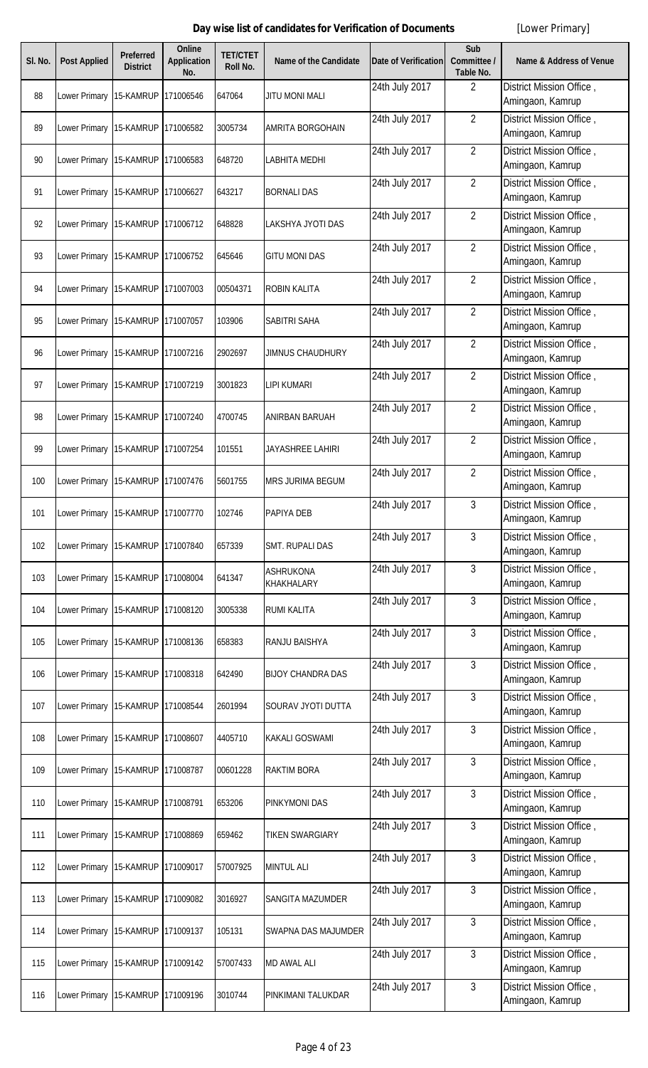**Day wise list of candidates for Verification of Documents** [Lower Primary]

| Sl. No. | Post Applied | Preferred District | Online Application No. | TET/CTET Roll No. | Name of the Candidate | Date of Verification | Sub Committee / Table No. | Name & Address of Venue |
|---|---|---|---|---|---|---|---|---|
| 88 | Lower Primary | 15-KAMRUP | 171006546 | 647064 | JITU MONI MALI | 24th July 2017 | 2 | District Mission Office , Amingaon, Kamrup |
| 89 | Lower Primary | 15-KAMRUP | 171006582 | 3005734 | AMRITA BORGOHAIN | 24th July 2017 | 2 | District Mission Office , Amingaon, Kamrup |
| 90 | Lower Primary | 15-KAMRUP | 171006583 | 648720 | LABHITA MEDHI | 24th July 2017 | 2 | District Mission Office , Amingaon, Kamrup |
| 91 | Lower Primary | 15-KAMRUP | 171006627 | 643217 | BORNALI DAS | 24th July 2017 | 2 | District Mission Office , Amingaon, Kamrup |
| 92 | Lower Primary | 15-KAMRUP | 171006712 | 648828 | LAKSHYA JYOTI DAS | 24th July 2017 | 2 | District Mission Office , Amingaon, Kamrup |
| 93 | Lower Primary | 15-KAMRUP | 171006752 | 645646 | GITU MONI DAS | 24th July 2017 | 2 | District Mission Office , Amingaon, Kamrup |
| 94 | Lower Primary | 15-KAMRUP | 171007003 | 00504371 | ROBIN KALITA | 24th July 2017 | 2 | District Mission Office , Amingaon, Kamrup |
| 95 | Lower Primary | 15-KAMRUP | 171007057 | 103906 | SABITRI SAHA | 24th July 2017 | 2 | District Mission Office , Amingaon, Kamrup |
| 96 | Lower Primary | 15-KAMRUP | 171007216 | 2902697 | JIMNUS CHAUDHURY | 24th July 2017 | 2 | District Mission Office , Amingaon, Kamrup |
| 97 | Lower Primary | 15-KAMRUP | 171007219 | 3001823 | LIPI KUMARI | 24th July 2017 | 2 | District Mission Office , Amingaon, Kamrup |
| 98 | Lower Primary | 15-KAMRUP | 171007240 | 4700745 | ANIRBAN BARUAH | 24th July 2017 | 2 | District Mission Office , Amingaon, Kamrup |
| 99 | Lower Primary | 15-KAMRUP | 171007254 | 101551 | JAYASHREE LAHIRI | 24th July 2017 | 2 | District Mission Office , Amingaon, Kamrup |
| 100 | Lower Primary | 15-KAMRUP | 171007476 | 5601755 | MRS JURIMA BEGUM | 24th July 2017 | 2 | District Mission Office , Amingaon, Kamrup |
| 101 | Lower Primary | 15-KAMRUP | 171007770 | 102746 | PAPIYA DEB | 24th July 2017 | 3 | District Mission Office , Amingaon, Kamrup |
| 102 | Lower Primary | 15-KAMRUP | 171007840 | 657339 | SMT. RUPALI DAS | 24th July 2017 | 3 | District Mission Office , Amingaon, Kamrup |
| 103 | Lower Primary | 15-KAMRUP | 171008004 | 641347 | ASHRUKONA KHAKHALARY | 24th July 2017 | 3 | District Mission Office , Amingaon, Kamrup |
| 104 | Lower Primary | 15-KAMRUP | 171008120 | 3005338 | RUMI KALITA | 24th July 2017 | 3 | District Mission Office , Amingaon, Kamrup |
| 105 | Lower Primary | 15-KAMRUP | 171008136 | 658383 | RANJU BAISHYA | 24th July 2017 | 3 | District Mission Office , Amingaon, Kamrup |
| 106 | Lower Primary | 15-KAMRUP | 171008318 | 642490 | BIJOY CHANDRA DAS | 24th July 2017 | 3 | District Mission Office , Amingaon, Kamrup |
| 107 | Lower Primary | 15-KAMRUP | 171008544 | 2601994 | SOURAV JYOTI DUTTA | 24th July 2017 | 3 | District Mission Office , Amingaon, Kamrup |
| 108 | Lower Primary | 15-KAMRUP | 171008607 | 4405710 | KAKALI GOSWAMI | 24th July 2017 | 3 | District Mission Office , Amingaon, Kamrup |
| 109 | Lower Primary | 15-KAMRUP | 171008787 | 00601228 | RAKTIM BORA | 24th July 2017 | 3 | District Mission Office , Amingaon, Kamrup |
| 110 | Lower Primary | 15-KAMRUP | 171008791 | 653206 | PINKYMONI DAS | 24th July 2017 | 3 | District Mission Office , Amingaon, Kamrup |
| 111 | Lower Primary | 15-KAMRUP | 171008869 | 659462 | TIKEN SWARGIARY | 24th July 2017 | 3 | District Mission Office , Amingaon, Kamrup |
| 112 | Lower Primary | 15-KAMRUP | 171009017 | 57007925 | MINTUL ALI | 24th July 2017 | 3 | District Mission Office , Amingaon, Kamrup |
| 113 | Lower Primary | 15-KAMRUP | 171009082 | 3016927 | SANGITA MAZUMDER | 24th July 2017 | 3 | District Mission Office , Amingaon, Kamrup |
| 114 | Lower Primary | 15-KAMRUP | 171009137 | 105131 | SWAPNA DAS MAJUMDER | 24th July 2017 | 3 | District Mission Office , Amingaon, Kamrup |
| 115 | Lower Primary | 15-KAMRUP | 171009142 | 57007433 | MD AWAL ALI | 24th July 2017 | 3 | District Mission Office , Amingaon, Kamrup |
| 116 | Lower Primary | 15-KAMRUP | 171009196 | 3010744 | PINKIMANI TALUKDAR | 24th July 2017 | 3 | District Mission Office , Amingaon, Kamrup |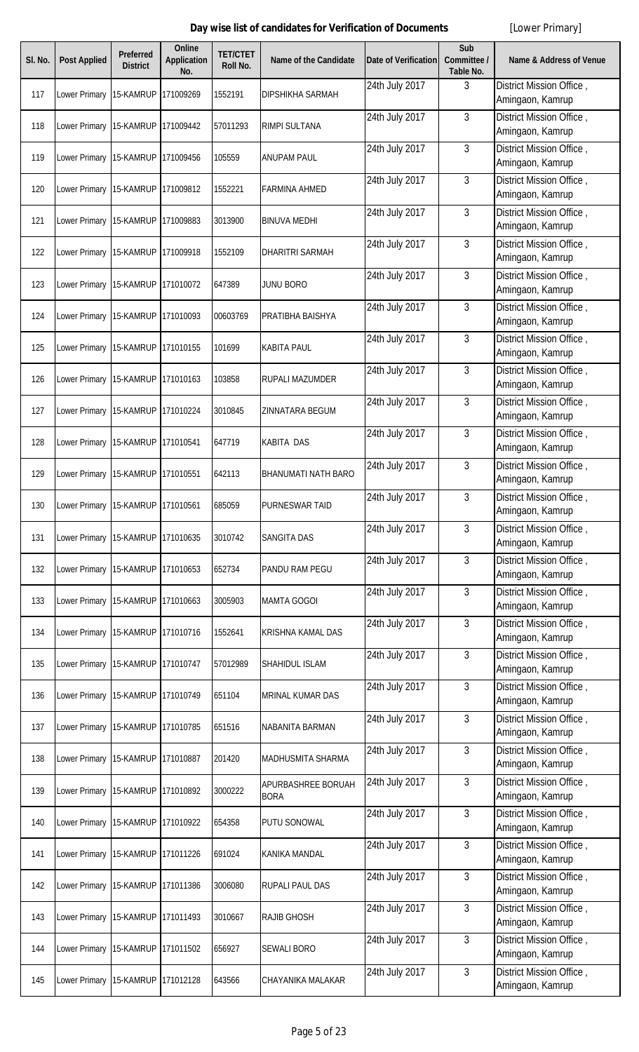**Day wise list of candidates for Verification of Documents** [Lower Primary]

| Sl. No. | Post Applied | Preferred District | Online Application No. | TET/CTET Roll No. | Name of the Candidate | Date of Verification | Sub Committee / Table No. | Name & Address of Venue |
|---|---|---|---|---|---|---|---|---|
| 117 | Lower Primary | 15-KAMRUP | 171009269 | 1552191 | DIPSHIKHA SARMAH | 24th July 2017 | 3 | District Mission Office , Amingaon, Kamrup |
| 118 | Lower Primary | 15-KAMRUP | 171009442 | 57011293 | RIMPI SULTANA | 24th July 2017 | 3 | District Mission Office , Amingaon, Kamrup |
| 119 | Lower Primary | 15-KAMRUP | 171009456 | 105559 | ANUPAM PAUL | 24th July 2017 | 3 | District Mission Office , Amingaon, Kamrup |
| 120 | Lower Primary | 15-KAMRUP | 171009812 | 1552221 | FARMINA AHMED | 24th July 2017 | 3 | District Mission Office , Amingaon, Kamrup |
| 121 | Lower Primary | 15-KAMRUP | 171009883 | 3013900 | BINUVA MEDHI | 24th July 2017 | 3 | District Mission Office , Amingaon, Kamrup |
| 122 | Lower Primary | 15-KAMRUP | 171009918 | 1552109 | DHARITRI SARMAH | 24th July 2017 | 3 | District Mission Office , Amingaon, Kamrup |
| 123 | Lower Primary | 15-KAMRUP | 171010072 | 647389 | JUNU BORO | 24th July 2017 | 3 | District Mission Office , Amingaon, Kamrup |
| 124 | Lower Primary | 15-KAMRUP | 171010093 | 00603769 | PRATIBHA BAISHYA | 24th July 2017 | 3 | District Mission Office , Amingaon, Kamrup |
| 125 | Lower Primary | 15-KAMRUP | 171010155 | 101699 | KABITA PAUL | 24th July 2017 | 3 | District Mission Office , Amingaon, Kamrup |
| 126 | Lower Primary | 15-KAMRUP | 171010163 | 103858 | RUPALI MAZUMDER | 24th July 2017 | 3 | District Mission Office , Amingaon, Kamrup |
| 127 | Lower Primary | 15-KAMRUP | 171010224 | 3010845 | ZINNATARA BEGUM | 24th July 2017 | 3 | District Mission Office , Amingaon, Kamrup |
| 128 | Lower Primary | 15-KAMRUP | 171010541 | 647719 | KABITA DAS | 24th July 2017 | 3 | District Mission Office , Amingaon, Kamrup |
| 129 | Lower Primary | 15-KAMRUP | 171010551 | 642113 | BHANUMATI NATH BARO | 24th July 2017 | 3 | District Mission Office , Amingaon, Kamrup |
| 130 | Lower Primary | 15-KAMRUP | 171010561 | 685059 | PURNESWAR TAID | 24th July 2017 | 3 | District Mission Office , Amingaon, Kamrup |
| 131 | Lower Primary | 15-KAMRUP | 171010635 | 3010742 | SANGITA DAS | 24th July 2017 | 3 | District Mission Office , Amingaon, Kamrup |
| 132 | Lower Primary | 15-KAMRUP | 171010653 | 652734 | PANDU RAM PEGU | 24th July 2017 | 3 | District Mission Office , Amingaon, Kamrup |
| 133 | Lower Primary | 15-KAMRUP | 171010663 | 3005903 | MAMTA GOGOI | 24th July 2017 | 3 | District Mission Office , Amingaon, Kamrup |
| 134 | Lower Primary | 15-KAMRUP | 171010716 | 1552641 | KRISHNA KAMAL DAS | 24th July 2017 | 3 | District Mission Office , Amingaon, Kamrup |
| 135 | Lower Primary | 15-KAMRUP | 171010747 | 57012989 | SHAHIDUL ISLAM | 24th July 2017 | 3 | District Mission Office , Amingaon, Kamrup |
| 136 | Lower Primary | 15-KAMRUP | 171010749 | 651104 | MRINAL KUMAR DAS | 24th July 2017 | 3 | District Mission Office , Amingaon, Kamrup |
| 137 | Lower Primary | 15-KAMRUP | 171010785 | 651516 | NABANITA BARMAN | 24th July 2017 | 3 | District Mission Office , Amingaon, Kamrup |
| 138 | Lower Primary | 15-KAMRUP | 171010887 | 201420 | MADHUSMITA SHARMA | 24th July 2017 | 3 | District Mission Office , Amingaon, Kamrup |
| 139 | Lower Primary | 15-KAMRUP | 171010892 | 3000222 | APURBASHREE BORUAH BORA | 24th July 2017 | 3 | District Mission Office , Amingaon, Kamrup |
| 140 | Lower Primary | 15-KAMRUP | 171010922 | 654358 | PUTU SONOWAL | 24th July 2017 | 3 | District Mission Office , Amingaon, Kamrup |
| 141 | Lower Primary | 15-KAMRUP | 171011226 | 691024 | KANIKA MANDAL | 24th July 2017 | 3 | District Mission Office , Amingaon, Kamrup |
| 142 | Lower Primary | 15-KAMRUP | 171011386 | 3006080 | RUPALI PAUL DAS | 24th July 2017 | 3 | District Mission Office , Amingaon, Kamrup |
| 143 | Lower Primary | 15-KAMRUP | 171011493 | 3010667 | RAJIB GHOSH | 24th July 2017 | 3 | District Mission Office , Amingaon, Kamrup |
| 144 | Lower Primary | 15-KAMRUP | 171011502 | 656927 | SEWALI BORO | 24th July 2017 | 3 | District Mission Office , Amingaon, Kamrup |
| 145 | Lower Primary | 15-KAMRUP | 171012128 | 643566 | CHAYANIKA MALAKAR | 24th July 2017 | 3 | District Mission Office , Amingaon, Kamrup |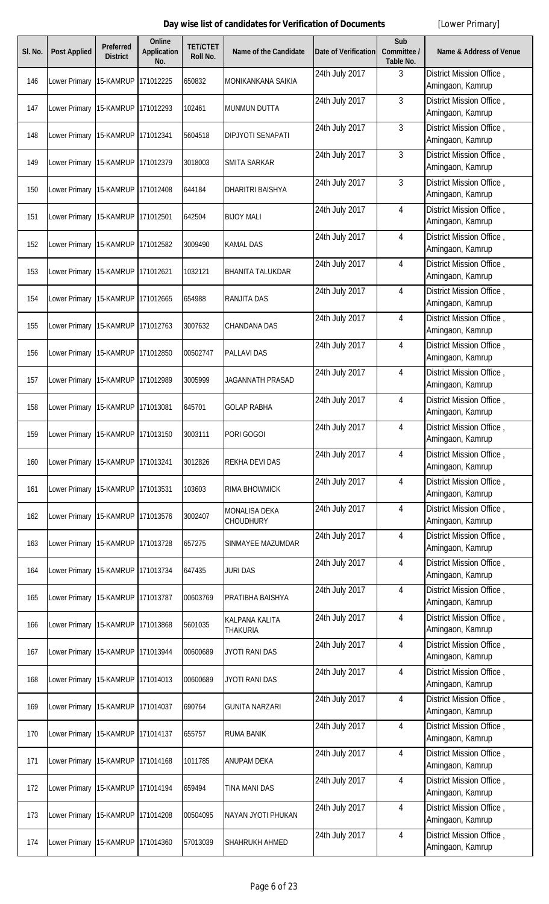**Day wise list of candidates for Verification of Documents** [Lower Primary]

| Sl. No. | Post Applied | Preferred District | Online Application No. | TET/CTET Roll No. | Name of the Candidate | Date of Verification | Sub Committee / Table No. | Name & Address of Venue |
|---|---|---|---|---|---|---|---|---|
| 146 | Lower Primary | 15-KAMRUP | 171012225 | 650832 | MONIKANKANA SAIKIA | 24th July 2017 | 3 | District Mission Office , Amingaon, Kamrup |
| 147 | Lower Primary | 15-KAMRUP | 171012293 | 102461 | MUNMUN DUTTA | 24th July 2017 | 3 | District Mission Office , Amingaon, Kamrup |
| 148 | Lower Primary | 15-KAMRUP | 171012341 | 5604518 | DIPJYOTI SENAPATI | 24th July 2017 | 3 | District Mission Office , Amingaon, Kamrup |
| 149 | Lower Primary | 15-KAMRUP | 171012379 | 3018003 | SMITA SARKAR | 24th July 2017 | 3 | District Mission Office , Amingaon, Kamrup |
| 150 | Lower Primary | 15-KAMRUP | 171012408 | 644184 | DHARITRI BAISHYA | 24th July 2017 | 3 | District Mission Office , Amingaon, Kamrup |
| 151 | Lower Primary | 15-KAMRUP | 171012501 | 642504 | BIJOY MALI | 24th July 2017 | 4 | District Mission Office , Amingaon, Kamrup |
| 152 | Lower Primary | 15-KAMRUP | 171012582 | 3009490 | KAMAL DAS | 24th July 2017 | 4 | District Mission Office , Amingaon, Kamrup |
| 153 | Lower Primary | 15-KAMRUP | 171012621 | 1032121 | BHANITA TALUKDAR | 24th July 2017 | 4 | District Mission Office , Amingaon, Kamrup |
| 154 | Lower Primary | 15-KAMRUP | 171012665 | 654988 | RANJITA DAS | 24th July 2017 | 4 | District Mission Office , Amingaon, Kamrup |
| 155 | Lower Primary | 15-KAMRUP | 171012763 | 3007632 | CHANDANA DAS | 24th July 2017 | 4 | District Mission Office , Amingaon, Kamrup |
| 156 | Lower Primary | 15-KAMRUP | 171012850 | 00502747 | PALLAVI DAS | 24th July 2017 | 4 | District Mission Office , Amingaon, Kamrup |
| 157 | Lower Primary | 15-KAMRUP | 171012989 | 3005999 | JAGANNATH PRASAD | 24th July 2017 | 4 | District Mission Office , Amingaon, Kamrup |
| 158 | Lower Primary | 15-KAMRUP | 171013081 | 645701 | GOLAP RABHA | 24th July 2017 | 4 | District Mission Office , Amingaon, Kamrup |
| 159 | Lower Primary | 15-KAMRUP | 171013150 | 3003111 | PORI GOGOI | 24th July 2017 | 4 | District Mission Office , Amingaon, Kamrup |
| 160 | Lower Primary | 15-KAMRUP | 171013241 | 3012826 | REKHA DEVI DAS | 24th July 2017 | 4 | District Mission Office , Amingaon, Kamrup |
| 161 | Lower Primary | 15-KAMRUP | 171013531 | 103603 | RIMA BHOWMICK | 24th July 2017 | 4 | District Mission Office , Amingaon, Kamrup |
| 162 | Lower Primary | 15-KAMRUP | 171013576 | 3002407 | MONALISA DEKA CHOUDHURY | 24th July 2017 | 4 | District Mission Office , Amingaon, Kamrup |
| 163 | Lower Primary | 15-KAMRUP | 171013728 | 657275 | SINMAYEE MAZUMDAR | 24th July 2017 | 4 | District Mission Office , Amingaon, Kamrup |
| 164 | Lower Primary | 15-KAMRUP | 171013734 | 647435 | JURI DAS | 24th July 2017 | 4 | District Mission Office , Amingaon, Kamrup |
| 165 | Lower Primary | 15-KAMRUP | 171013787 | 00603769 | PRATIBHA BAISHYA | 24th July 2017 | 4 | District Mission Office , Amingaon, Kamrup |
| 166 | Lower Primary | 15-KAMRUP | 171013868 | 5601035 | KALPANA KALITA THAKURIA | 24th July 2017 | 4 | District Mission Office , Amingaon, Kamrup |
| 167 | Lower Primary | 15-KAMRUP | 171013944 | 00600689 | JYOTI RANI DAS | 24th July 2017 | 4 | District Mission Office , Amingaon, Kamrup |
| 168 | Lower Primary | 15-KAMRUP | 171014013 | 00600689 | JYOTI RANI DAS | 24th July 2017 | 4 | District Mission Office , Amingaon, Kamrup |
| 169 | Lower Primary | 15-KAMRUP | 171014037 | 690764 | GUNITA NARZARI | 24th July 2017 | 4 | District Mission Office , Amingaon, Kamrup |
| 170 | Lower Primary | 15-KAMRUP | 171014137 | 655757 | RUMA BANIK | 24th July 2017 | 4 | District Mission Office , Amingaon, Kamrup |
| 171 | Lower Primary | 15-KAMRUP | 171014168 | 1011785 | ANUPAM DEKA | 24th July 2017 | 4 | District Mission Office , Amingaon, Kamrup |
| 172 | Lower Primary | 15-KAMRUP | 171014194 | 659494 | TINA MANI DAS | 24th July 2017 | 4 | District Mission Office , Amingaon, Kamrup |
| 173 | Lower Primary | 15-KAMRUP | 171014208 | 00504095 | NAYAN JYOTI PHUKAN | 24th July 2017 | 4 | District Mission Office , Amingaon, Kamrup |
| 174 | Lower Primary | 15-KAMRUP | 171014360 | 57013039 | SHAHRUKH AHMED | 24th July 2017 | 4 | District Mission Office , Amingaon, Kamrup |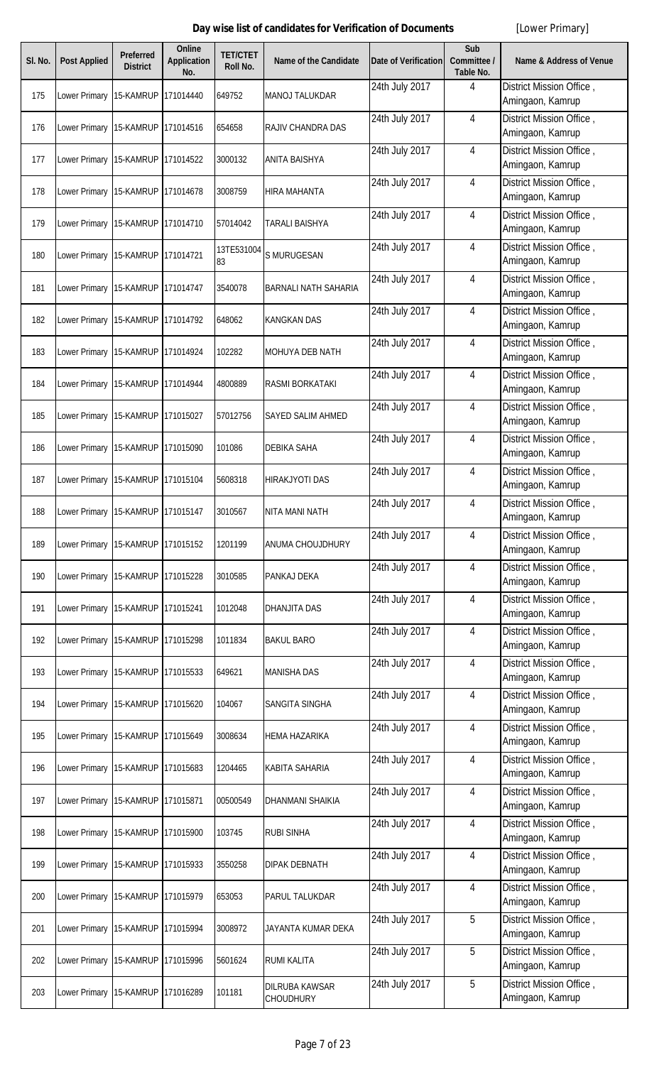**Day wise list of candidates for Verification of Documents** [Lower Primary]

| Sl. No. | Post Applied | Preferred District | Online Application No. | TET/CTET Roll No. | Name of the Candidate | Date of Verification | Sub Committee / Table No. | Name & Address of Venue |
|---|---|---|---|---|---|---|---|---|
| 175 | Lower Primary | 15-KAMRUP | 171014440 | 649752 | MANOJ TALUKDAR | 24th July 2017 | 4 | District Mission Office , Amingaon, Kamrup |
| 176 | Lower Primary | 15-KAMRUP | 171014516 | 654658 | RAJIV CHANDRA DAS | 24th July 2017 | 4 | District Mission Office , Amingaon, Kamrup |
| 177 | Lower Primary | 15-KAMRUP | 171014522 | 3000132 | ANITA BAISHYA | 24th July 2017 | 4 | District Mission Office , Amingaon, Kamrup |
| 178 | Lower Primary | 15-KAMRUP | 171014678 | 3008759 | HIRA MAHANTA | 24th July 2017 | 4 | District Mission Office , Amingaon, Kamrup |
| 179 | Lower Primary | 15-KAMRUP | 171014710 | 57014042 | TARALI BAISHYA | 24th July 2017 | 4 | District Mission Office , Amingaon, Kamrup |
| 180 | Lower Primary | 15-KAMRUP | 171014721 | 13TE53100483 | S MURUGESAN | 24th July 2017 | 4 | District Mission Office , Amingaon, Kamrup |
| 181 | Lower Primary | 15-KAMRUP | 171014747 | 3540078 | BARNALI NATH SAHARIA | 24th July 2017 | 4 | District Mission Office , Amingaon, Kamrup |
| 182 | Lower Primary | 15-KAMRUP | 171014792 | 648062 | KANGKAN DAS | 24th July 2017 | 4 | District Mission Office , Amingaon, Kamrup |
| 183 | Lower Primary | 15-KAMRUP | 171014924 | 102282 | MOHUYA DEB NATH | 24th July 2017 | 4 | District Mission Office , Amingaon, Kamrup |
| 184 | Lower Primary | 15-KAMRUP | 171014944 | 4800889 | RASMI BORKATAKI | 24th July 2017 | 4 | District Mission Office , Amingaon, Kamrup |
| 185 | Lower Primary | 15-KAMRUP | 171015027 | 57012756 | SAYED SALIM AHMED | 24th July 2017 | 4 | District Mission Office , Amingaon, Kamrup |
| 186 | Lower Primary | 15-KAMRUP | 171015090 | 101086 | DEBIKA SAHA | 24th July 2017 | 4 | District Mission Office , Amingaon, Kamrup |
| 187 | Lower Primary | 15-KAMRUP | 171015104 | 5608318 | HIRAKJYOTI DAS | 24th July 2017 | 4 | District Mission Office , Amingaon, Kamrup |
| 188 | Lower Primary | 15-KAMRUP | 171015147 | 3010567 | NITA MANI NATH | 24th July 2017 | 4 | District Mission Office , Amingaon, Kamrup |
| 189 | Lower Primary | 15-KAMRUP | 171015152 | 1201199 | ANUMA CHOUJDHURY | 24th July 2017 | 4 | District Mission Office , Amingaon, Kamrup |
| 190 | Lower Primary | 15-KAMRUP | 171015228 | 3010585 | PANKAJ DEKA | 24th July 2017 | 4 | District Mission Office , Amingaon, Kamrup |
| 191 | Lower Primary | 15-KAMRUP | 171015241 | 1012048 | DHANJITA DAS | 24th July 2017 | 4 | District Mission Office , Amingaon, Kamrup |
| 192 | Lower Primary | 15-KAMRUP | 171015298 | 1011834 | BAKUL BARO | 24th July 2017 | 4 | District Mission Office , Amingaon, Kamrup |
| 193 | Lower Primary | 15-KAMRUP | 171015533 | 649621 | MANISHA DAS | 24th July 2017 | 4 | District Mission Office , Amingaon, Kamrup |
| 194 | Lower Primary | 15-KAMRUP | 171015620 | 104067 | SANGITA SINGHA | 24th July 2017 | 4 | District Mission Office , Amingaon, Kamrup |
| 195 | Lower Primary | 15-KAMRUP | 171015649 | 3008634 | HEMA HAZARIKA | 24th July 2017 | 4 | District Mission Office , Amingaon, Kamrup |
| 196 | Lower Primary | 15-KAMRUP | 171015683 | 1204465 | KABITA SAHARIA | 24th July 2017 | 4 | District Mission Office , Amingaon, Kamrup |
| 197 | Lower Primary | 15-KAMRUP | 171015871 | 00500549 | DHANMANI SHAIKIA | 24th July 2017 | 4 | District Mission Office , Amingaon, Kamrup |
| 198 | Lower Primary | 15-KAMRUP | 171015900 | 103745 | RUBI SINHA | 24th July 2017 | 4 | District Mission Office , Amingaon, Kamrup |
| 199 | Lower Primary | 15-KAMRUP | 171015933 | 3550258 | DIPAK DEBNATH | 24th July 2017 | 4 | District Mission Office , Amingaon, Kamrup |
| 200 | Lower Primary | 15-KAMRUP | 171015979 | 653053 | PARUL TALUKDAR | 24th July 2017 | 4 | District Mission Office , Amingaon, Kamrup |
| 201 | Lower Primary | 15-KAMRUP | 171015994 | 3008972 | JAYANTA KUMAR DEKA | 24th July 2017 | 5 | District Mission Office , Amingaon, Kamrup |
| 202 | Lower Primary | 15-KAMRUP | 171015996 | 5601624 | RUMI KALITA | 24th July 2017 | 5 | District Mission Office , Amingaon, Kamrup |
| 203 | Lower Primary | 15-KAMRUP | 171016289 | 101181 | DILRUBA KAWSAR CHOUDHURY | 24th July 2017 | 5 | District Mission Office , Amingaon, Kamrup |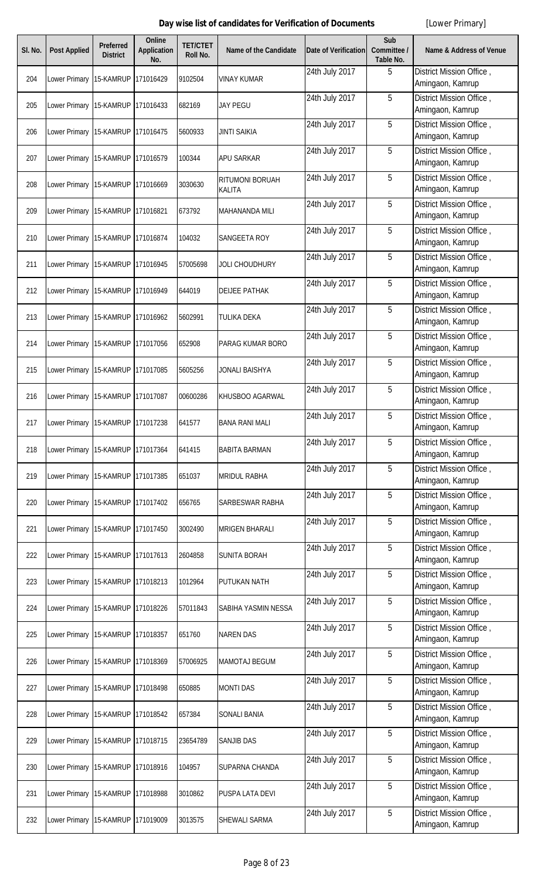**Day wise list of candidates for Verification of Documents** [Lower Primary]

| Sl. No. | Post Applied | Preferred District | Online Application No. | TET/CTET Roll No. | Name of the Candidate | Date of Verification | Sub Committee / Table No. | Name & Address of Venue |
|---|---|---|---|---|---|---|---|---|
| 204 | Lower Primary | 15-KAMRUP | 171016429 | 9102504 | VINAY KUMAR | 24th July 2017 | 5 | District Mission Office , Amingaon, Kamrup |
| 205 | Lower Primary | 15-KAMRUP | 171016433 | 682169 | JAY PEGU | 24th July 2017 | 5 | District Mission Office , Amingaon, Kamrup |
| 206 | Lower Primary | 15-KAMRUP | 171016475 | 5600933 | JINTI SAIKIA | 24th July 2017 | 5 | District Mission Office , Amingaon, Kamrup |
| 207 | Lower Primary | 15-KAMRUP | 171016579 | 100344 | APU SARKAR | 24th July 2017 | 5 | District Mission Office , Amingaon, Kamrup |
| 208 | Lower Primary | 15-KAMRUP | 171016669 | 3030630 | RITUMONI BORUAH KALITA | 24th July 2017 | 5 | District Mission Office , Amingaon, Kamrup |
| 209 | Lower Primary | 15-KAMRUP | 171016821 | 673792 | MAHANANDA MILI | 24th July 2017 | 5 | District Mission Office , Amingaon, Kamrup |
| 210 | Lower Primary | 15-KAMRUP | 171016874 | 104032 | SANGEETA ROY | 24th July 2017 | 5 | District Mission Office , Amingaon, Kamrup |
| 211 | Lower Primary | 15-KAMRUP | 171016945 | 57005698 | JOLI CHOUDHURY | 24th July 2017 | 5 | District Mission Office , Amingaon, Kamrup |
| 212 | Lower Primary | 15-KAMRUP | 171016949 | 644019 | DEIJEE PATHAK | 24th July 2017 | 5 | District Mission Office , Amingaon, Kamrup |
| 213 | Lower Primary | 15-KAMRUP | 171016962 | 5602991 | TULIKA DEKA | 24th July 2017 | 5 | District Mission Office , Amingaon, Kamrup |
| 214 | Lower Primary | 15-KAMRUP | 171017056 | 652908 | PARAG KUMAR BORO | 24th July 2017 | 5 | District Mission Office , Amingaon, Kamrup |
| 215 | Lower Primary | 15-KAMRUP | 171017085 | 5605256 | JONALI BAISHYA | 24th July 2017 | 5 | District Mission Office , Amingaon, Kamrup |
| 216 | Lower Primary | 15-KAMRUP | 171017087 | 00600286 | KHUSBOO AGARWAL | 24th July 2017 | 5 | District Mission Office , Amingaon, Kamrup |
| 217 | Lower Primary | 15-KAMRUP | 171017238 | 641577 | BANA RANI MALI | 24th July 2017 | 5 | District Mission Office , Amingaon, Kamrup |
| 218 | Lower Primary | 15-KAMRUP | 171017364 | 641415 | BABITA BARMAN | 24th July 2017 | 5 | District Mission Office , Amingaon, Kamrup |
| 219 | Lower Primary | 15-KAMRUP | 171017385 | 651037 | MRIDUL RABHA | 24th July 2017 | 5 | District Mission Office , Amingaon, Kamrup |
| 220 | Lower Primary | 15-KAMRUP | 171017402 | 656765 | SARBESWAR RABHA | 24th July 2017 | 5 | District Mission Office , Amingaon, Kamrup |
| 221 | Lower Primary | 15-KAMRUP | 171017450 | 3002490 | MRIGEN BHARALI | 24th July 2017 | 5 | District Mission Office , Amingaon, Kamrup |
| 222 | Lower Primary | 15-KAMRUP | 171017613 | 2604858 | SUNITA BORAH | 24th July 2017 | 5 | District Mission Office , Amingaon, Kamrup |
| 223 | Lower Primary | 15-KAMRUP | 171018213 | 1012964 | PUTUKAN NATH | 24th July 2017 | 5 | District Mission Office , Amingaon, Kamrup |
| 224 | Lower Primary | 15-KAMRUP | 171018226 | 57011843 | SABIHA YASMIN NESSA | 24th July 2017 | 5 | District Mission Office , Amingaon, Kamrup |
| 225 | Lower Primary | 15-KAMRUP | 171018357 | 651760 | NAREN DAS | 24th July 2017 | 5 | District Mission Office , Amingaon, Kamrup |
| 226 | Lower Primary | 15-KAMRUP | 171018369 | 57006925 | MAMOTAJ BEGUM | 24th July 2017 | 5 | District Mission Office , Amingaon, Kamrup |
| 227 | Lower Primary | 15-KAMRUP | 171018498 | 650885 | MONTI DAS | 24th July 2017 | 5 | District Mission Office , Amingaon, Kamrup |
| 228 | Lower Primary | 15-KAMRUP | 171018542 | 657384 | SONALI BANIA | 24th July 2017 | 5 | District Mission Office , Amingaon, Kamrup |
| 229 | Lower Primary | 15-KAMRUP | 171018715 | 23654789 | SANJIB DAS | 24th July 2017 | 5 | District Mission Office , Amingaon, Kamrup |
| 230 | Lower Primary | 15-KAMRUP | 171018916 | 104957 | SUPARNA CHANDA | 24th July 2017 | 5 | District Mission Office , Amingaon, Kamrup |
| 231 | Lower Primary | 15-KAMRUP | 171018988 | 3010862 | PUSPA LATA DEVI | 24th July 2017 | 5 | District Mission Office , Amingaon, Kamrup |
| 232 | Lower Primary | 15-KAMRUP | 171019009 | 3013575 | SHEWALI SARMA | 24th July 2017 | 5 | District Mission Office , Amingaon, Kamrup |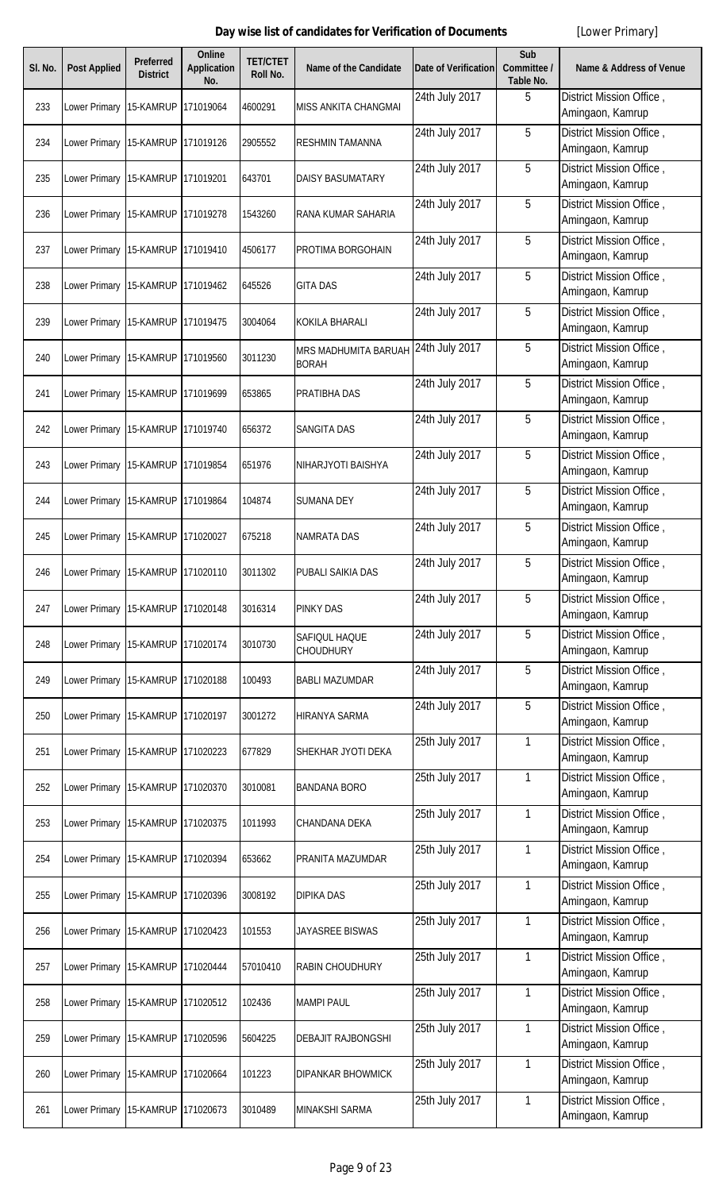**Day wise list of candidates for Verification of Documents** [Lower Primary]

| Sl. No. | Post Applied | Preferred District | Online Application No. | TET/CTET Roll No. | Name of the Candidate | Date of Verification | Sub Committee / Table No. | Name & Address of Venue |
|---|---|---|---|---|---|---|---|---|
| 233 | Lower Primary | 15-KAMRUP | 171019064 | 4600291 | MISS ANKITA CHANGMAI | 24th July 2017 | 5 | District Mission Office , Amingaon, Kamrup |
| 234 | Lower Primary | 15-KAMRUP | 171019126 | 2905552 | RESHMIN TAMANNA | 24th July 2017 | 5 | District Mission Office , Amingaon, Kamrup |
| 235 | Lower Primary | 15-KAMRUP | 171019201 | 643701 | DAISY BASUMATARY | 24th July 2017 | 5 | District Mission Office , Amingaon, Kamrup |
| 236 | Lower Primary | 15-KAMRUP | 171019278 | 1543260 | RANA KUMAR SAHARIA | 24th July 2017 | 5 | District Mission Office , Amingaon, Kamrup |
| 237 | Lower Primary | 15-KAMRUP | 171019410 | 4506177 | PROTIMA BORGOHAIN | 24th July 2017 | 5 | District Mission Office , Amingaon, Kamrup |
| 238 | Lower Primary | 15-KAMRUP | 171019462 | 645526 | GITA DAS | 24th July 2017 | 5 | District Mission Office , Amingaon, Kamrup |
| 239 | Lower Primary | 15-KAMRUP | 171019475 | 3004064 | KOKILA BHARALI | 24th July 2017 | 5 | District Mission Office , Amingaon, Kamrup |
| 240 | Lower Primary | 15-KAMRUP | 171019560 | 3011230 | MRS MADHUMITA BARUAH BORAH | 24th July 2017 | 5 | District Mission Office , Amingaon, Kamrup |
| 241 | Lower Primary | 15-KAMRUP | 171019699 | 653865 | PRATIBHA DAS | 24th July 2017 | 5 | District Mission Office , Amingaon, Kamrup |
| 242 | Lower Primary | 15-KAMRUP | 171019740 | 656372 | SANGITA DAS | 24th July 2017 | 5 | District Mission Office , Amingaon, Kamrup |
| 243 | Lower Primary | 15-KAMRUP | 171019854 | 651976 | NIHARJYOTI BAISHYA | 24th July 2017 | 5 | District Mission Office , Amingaon, Kamrup |
| 244 | Lower Primary | 15-KAMRUP | 171019864 | 104874 | SUMANA DEY | 24th July 2017 | 5 | District Mission Office , Amingaon, Kamrup |
| 245 | Lower Primary | 15-KAMRUP | 171020027 | 675218 | NAMRATA DAS | 24th July 2017 | 5 | District Mission Office , Amingaon, Kamrup |
| 246 | Lower Primary | 15-KAMRUP | 171020110 | 3011302 | PUBALI SAIKIA DAS | 24th July 2017 | 5 | District Mission Office , Amingaon, Kamrup |
| 247 | Lower Primary | 15-KAMRUP | 171020148 | 3016314 | PINKY DAS | 24th July 2017 | 5 | District Mission Office , Amingaon, Kamrup |
| 248 | Lower Primary | 15-KAMRUP | 171020174 | 3010730 | SAFIQUL HAQUE CHOUDHURY | 24th July 2017 | 5 | District Mission Office , Amingaon, Kamrup |
| 249 | Lower Primary | 15-KAMRUP | 171020188 | 100493 | BABLI MAZUMDAR | 24th July 2017 | 5 | District Mission Office , Amingaon, Kamrup |
| 250 | Lower Primary | 15-KAMRUP | 171020197 | 3001272 | HIRANYA SARMA | 24th July 2017 | 5 | District Mission Office , Amingaon, Kamrup |
| 251 | Lower Primary | 15-KAMRUP | 171020223 | 677829 | SHEKHAR JYOTI DEKA | 25th July 2017 | 1 | District Mission Office , Amingaon, Kamrup |
| 252 | Lower Primary | 15-KAMRUP | 171020370 | 3010081 | BANDANA BORO | 25th July 2017 | 1 | District Mission Office , Amingaon, Kamrup |
| 253 | Lower Primary | 15-KAMRUP | 171020375 | 1011993 | CHANDANA DEKA | 25th July 2017 | 1 | District Mission Office , Amingaon, Kamrup |
| 254 | Lower Primary | 15-KAMRUP | 171020394 | 653662 | PRANITA MAZUMDAR | 25th July 2017 | 1 | District Mission Office , Amingaon, Kamrup |
| 255 | Lower Primary | 15-KAMRUP | 171020396 | 3008192 | DIPIKA DAS | 25th July 2017 | 1 | District Mission Office , Amingaon, Kamrup |
| 256 | Lower Primary | 15-KAMRUP | 171020423 | 101553 | JAYASREE BISWAS | 25th July 2017 | 1 | District Mission Office , Amingaon, Kamrup |
| 257 | Lower Primary | 15-KAMRUP | 171020444 | 57010410 | RABIN CHOUDHURY | 25th July 2017 | 1 | District Mission Office , Amingaon, Kamrup |
| 258 | Lower Primary | 15-KAMRUP | 171020512 | 102436 | MAMPI PAUL | 25th July 2017 | 1 | District Mission Office , Amingaon, Kamrup |
| 259 | Lower Primary | 15-KAMRUP | 171020596 | 5604225 | DEBAJIT RAJBONGSHI | 25th July 2017 | 1 | District Mission Office , Amingaon, Kamrup |
| 260 | Lower Primary | 15-KAMRUP | 171020664 | 101223 | DIPANKAR BHOWMICK | 25th July 2017 | 1 | District Mission Office , Amingaon, Kamrup |
| 261 | Lower Primary | 15-KAMRUP | 171020673 | 3010489 | MINAKSHI SARMA | 25th July 2017 | 1 | District Mission Office , Amingaon, Kamrup |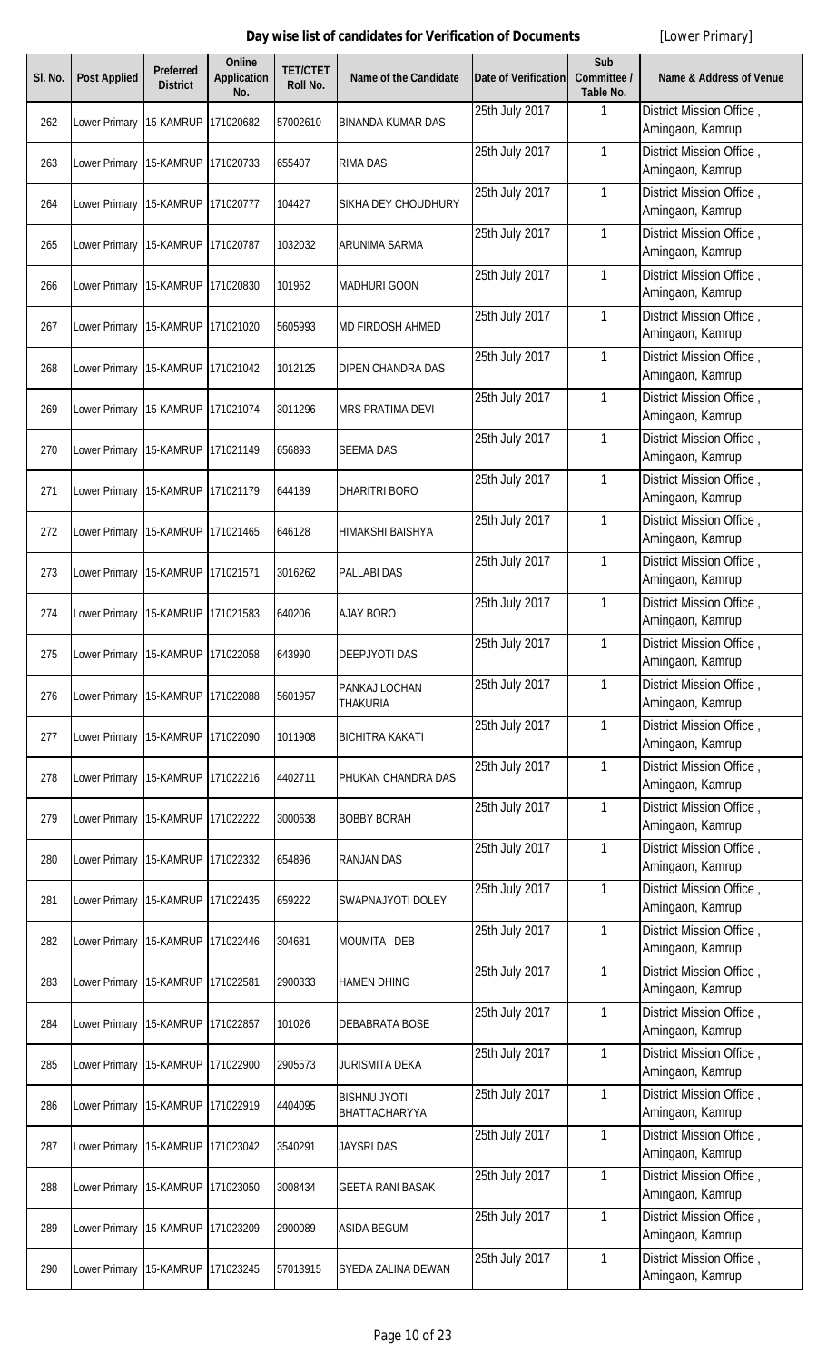**Day wise list of candidates for Verification of Documents** [Lower Primary]

| Sl. No. | Post Applied | Preferred District | Online Application No. | TET/CTET Roll No. | Name of the Candidate | Date of Verification | Sub Committee / Table No. | Name & Address of Venue |
|---|---|---|---|---|---|---|---|---|
| 262 | Lower Primary | 15-KAMRUP | 171020682 | 57002610 | BINANDA KUMAR DAS | 25th July 2017 | 1 | District Mission Office , Amingaon, Kamrup |
| 263 | Lower Primary | 15-KAMRUP | 171020733 | 655407 | RIMA DAS | 25th July 2017 | 1 | District Mission Office , Amingaon, Kamrup |
| 264 | Lower Primary | 15-KAMRUP | 171020777 | 104427 | SIKHA DEY CHOUDHURY | 25th July 2017 | 1 | District Mission Office , Amingaon, Kamrup |
| 265 | Lower Primary | 15-KAMRUP | 171020787 | 1032032 | ARUNIMA SARMA | 25th July 2017 | 1 | District Mission Office , Amingaon, Kamrup |
| 266 | Lower Primary | 15-KAMRUP | 171020830 | 101962 | MADHURI GOON | 25th July 2017 | 1 | District Mission Office , Amingaon, Kamrup |
| 267 | Lower Primary | 15-KAMRUP | 171021020 | 5605993 | MD FIRDOSH AHMED | 25th July 2017 | 1 | District Mission Office , Amingaon, Kamrup |
| 268 | Lower Primary | 15-KAMRUP | 171021042 | 1012125 | DIPEN CHANDRA DAS | 25th July 2017 | 1 | District Mission Office , Amingaon, Kamrup |
| 269 | Lower Primary | 15-KAMRUP | 171021074 | 3011296 | MRS PRATIMA DEVI | 25th July 2017 | 1 | District Mission Office , Amingaon, Kamrup |
| 270 | Lower Primary | 15-KAMRUP | 171021149 | 656893 | SEEMA DAS | 25th July 2017 | 1 | District Mission Office , Amingaon, Kamrup |
| 271 | Lower Primary | 15-KAMRUP | 171021179 | 644189 | DHARITRI BORO | 25th July 2017 | 1 | District Mission Office , Amingaon, Kamrup |
| 272 | Lower Primary | 15-KAMRUP | 171021465 | 646128 | HIMAKSHI BAISHYA | 25th July 2017 | 1 | District Mission Office , Amingaon, Kamrup |
| 273 | Lower Primary | 15-KAMRUP | 171021571 | 3016262 | PALLABI DAS | 25th July 2017 | 1 | District Mission Office , Amingaon, Kamrup |
| 274 | Lower Primary | 15-KAMRUP | 171021583 | 640206 | AJAY BORO | 25th July 2017 | 1 | District Mission Office , Amingaon, Kamrup |
| 275 | Lower Primary | 15-KAMRUP | 171022058 | 643990 | DEEPJYOTI DAS | 25th July 2017 | 1 | District Mission Office , Amingaon, Kamrup |
| 276 | Lower Primary | 15-KAMRUP | 171022088 | 5601957 | PANKAJ LOCHAN THAKURIA | 25th July 2017 | 1 | District Mission Office , Amingaon, Kamrup |
| 277 | Lower Primary | 15-KAMRUP | 171022090 | 1011908 | BICHITRA KAKATI | 25th July 2017 | 1 | District Mission Office , Amingaon, Kamrup |
| 278 | Lower Primary | 15-KAMRUP | 171022216 | 4402711 | PHUKAN CHANDRA DAS | 25th July 2017 | 1 | District Mission Office , Amingaon, Kamrup |
| 279 | Lower Primary | 15-KAMRUP | 171022222 | 3000638 | BOBBY BORAH | 25th July 2017 | 1 | District Mission Office , Amingaon, Kamrup |
| 280 | Lower Primary | 15-KAMRUP | 171022332 | 654896 | RANJAN DAS | 25th July 2017 | 1 | District Mission Office , Amingaon, Kamrup |
| 281 | Lower Primary | 15-KAMRUP | 171022435 | 659222 | SWAPNAJYOTI DOLEY | 25th July 2017 | 1 | District Mission Office , Amingaon, Kamrup |
| 282 | Lower Primary | 15-KAMRUP | 171022446 | 304681 | MOUMITA DEB | 25th July 2017 | 1 | District Mission Office , Amingaon, Kamrup |
| 283 | Lower Primary | 15-KAMRUP | 171022581 | 2900333 | HAMEN DHING | 25th July 2017 | 1 | District Mission Office , Amingaon, Kamrup |
| 284 | Lower Primary | 15-KAMRUP | 171022857 | 101026 | DEBABRATA BOSE | 25th July 2017 | 1 | District Mission Office , Amingaon, Kamrup |
| 285 | Lower Primary | 15-KAMRUP | 171022900 | 2905573 | JURISMITA DEKA | 25th July 2017 | 1 | District Mission Office , Amingaon, Kamrup |
| 286 | Lower Primary | 15-KAMRUP | 171022919 | 4404095 | BISHNU JYOTI BHATTACHARYYA | 25th July 2017 | 1 | District Mission Office , Amingaon, Kamrup |
| 287 | Lower Primary | 15-KAMRUP | 171023042 | 3540291 | JAYSRI DAS | 25th July 2017 | 1 | District Mission Office , Amingaon, Kamrup |
| 288 | Lower Primary | 15-KAMRUP | 171023050 | 3008434 | GEETA RANI BASAK | 25th July 2017 | 1 | District Mission Office , Amingaon, Kamrup |
| 289 | Lower Primary | 15-KAMRUP | 171023209 | 2900089 | ASIDA BEGUM | 25th July 2017 | 1 | District Mission Office , Amingaon, Kamrup |
| 290 | Lower Primary | 15-KAMRUP | 171023245 | 57013915 | SYEDA ZALINA DEWAN | 25th July 2017 | 1 | District Mission Office , Amingaon, Kamrup |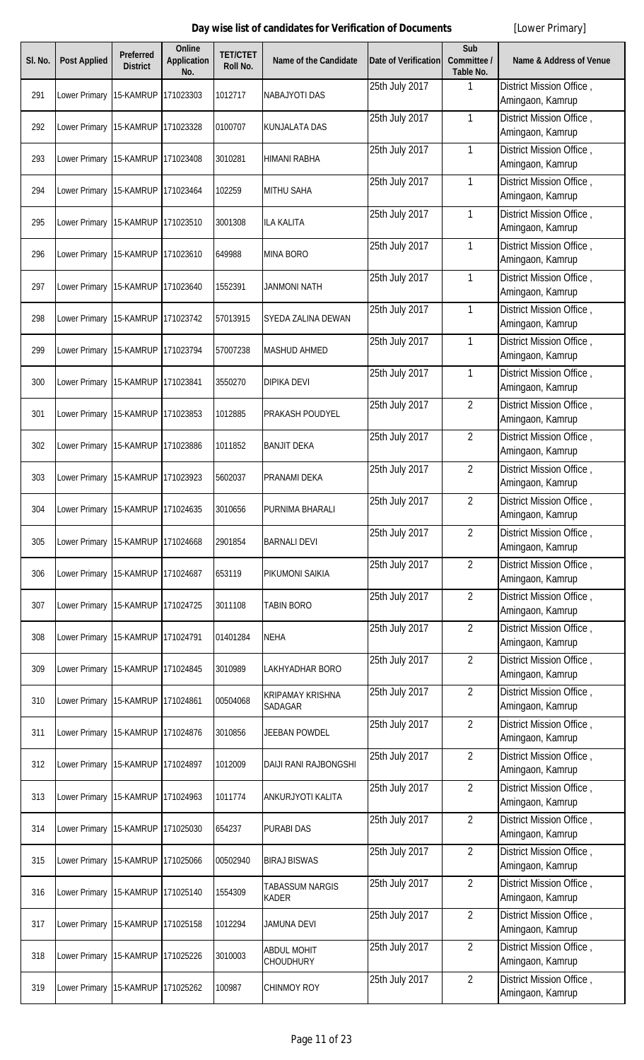## Day wise list of candidates for Verification of Documents [Lower Primary]

| Sl. No. | Post Applied | Preferred District | Online Application No. | TET/CTET Roll No. | Name of the Candidate | Date of Verification | Sub Committee / Table No. | Name & Address of Venue |
|---|---|---|---|---|---|---|---|---|
| 291 | Lower Primary | 15-KAMRUP | 171023303 | 1012717 | NABAJYOTI DAS | 25th July 2017 | 1 | District Mission Office , Amingaon, Kamrup |
| 292 | Lower Primary | 15-KAMRUP | 171023328 | 0100707 | KUNJALATA DAS | 25th July 2017 | 1 | District Mission Office , Amingaon, Kamrup |
| 293 | Lower Primary | 15-KAMRUP | 171023408 | 3010281 | HIMANI RABHA | 25th July 2017 | 1 | District Mission Office , Amingaon, Kamrup |
| 294 | Lower Primary | 15-KAMRUP | 171023464 | 102259 | MITHU SAHA | 25th July 2017 | 1 | District Mission Office , Amingaon, Kamrup |
| 295 | Lower Primary | 15-KAMRUP | 171023510 | 3001308 | ILA KALITA | 25th July 2017 | 1 | District Mission Office , Amingaon, Kamrup |
| 296 | Lower Primary | 15-KAMRUP | 171023610 | 649988 | MINA BORO | 25th July 2017 | 1 | District Mission Office , Amingaon, Kamrup |
| 297 | Lower Primary | 15-KAMRUP | 171023640 | 1552391 | JANMONI NATH | 25th July 2017 | 1 | District Mission Office , Amingaon, Kamrup |
| 298 | Lower Primary | 15-KAMRUP | 171023742 | 57013915 | SYEDA ZALINA DEWAN | 25th July 2017 | 1 | District Mission Office , Amingaon, Kamrup |
| 299 | Lower Primary | 15-KAMRUP | 171023794 | 57007238 | MASHUD AHMED | 25th July 2017 | 1 | District Mission Office , Amingaon, Kamrup |
| 300 | Lower Primary | 15-KAMRUP | 171023841 | 3550270 | DIPIKA DEVI | 25th July 2017 | 1 | District Mission Office , Amingaon, Kamrup |
| 301 | Lower Primary | 15-KAMRUP | 171023853 | 1012885 | PRAKASH POUDYEL | 25th July 2017 | 2 | District Mission Office , Amingaon, Kamrup |
| 302 | Lower Primary | 15-KAMRUP | 171023886 | 1011852 | BANJIT DEKA | 25th July 2017 | 2 | District Mission Office , Amingaon, Kamrup |
| 303 | Lower Primary | 15-KAMRUP | 171023923 | 5602037 | PRANAMI DEKA | 25th July 2017 | 2 | District Mission Office , Amingaon, Kamrup |
| 304 | Lower Primary | 15-KAMRUP | 171024635 | 3010656 | PURNIMA BHARALI | 25th July 2017 | 2 | District Mission Office , Amingaon, Kamrup |
| 305 | Lower Primary | 15-KAMRUP | 171024668 | 2901854 | BARNALI DEVI | 25th July 2017 | 2 | District Mission Office , Amingaon, Kamrup |
| 306 | Lower Primary | 15-KAMRUP | 171024687 | 653119 | PIKUMONI SAIKIA | 25th July 2017 | 2 | District Mission Office , Amingaon, Kamrup |
| 307 | Lower Primary | 15-KAMRUP | 171024725 | 3011108 | TABIN BORO | 25th July 2017 | 2 | District Mission Office , Amingaon, Kamrup |
| 308 | Lower Primary | 15-KAMRUP | 171024791 | 01401284 | NEHA | 25th July 2017 | 2 | District Mission Office , Amingaon, Kamrup |
| 309 | Lower Primary | 15-KAMRUP | 171024845 | 3010989 | LAKHYADHAR BORO | 25th July 2017 | 2 | District Mission Office , Amingaon, Kamrup |
| 310 | Lower Primary | 15-KAMRUP | 171024861 | 00504068 | KRIPAMAY KRISHNA SADAGAR | 25th July 2017 | 2 | District Mission Office , Amingaon, Kamrup |
| 311 | Lower Primary | 15-KAMRUP | 171024876 | 3010856 | JEEBAN POWDEL | 25th July 2017 | 2 | District Mission Office , Amingaon, Kamrup |
| 312 | Lower Primary | 15-KAMRUP | 171024897 | 1012009 | DAIJI RANI RAJBONGSHI | 25th July 2017 | 2 | District Mission Office , Amingaon, Kamrup |
| 313 | Lower Primary | 15-KAMRUP | 171024963 | 1011774 | ANKURJYOTI KALITA | 25th July 2017 | 2 | District Mission Office , Amingaon, Kamrup |
| 314 | Lower Primary | 15-KAMRUP | 171025030 | 654237 | PURABI DAS | 25th July 2017 | 2 | District Mission Office , Amingaon, Kamrup |
| 315 | Lower Primary | 15-KAMRUP | 171025066 | 00502940 | BIRAJ BISWAS | 25th July 2017 | 2 | District Mission Office , Amingaon, Kamrup |
| 316 | Lower Primary | 15-KAMRUP | 171025140 | 1554309 | TABASSUM NARGIS KADER | 25th July 2017 | 2 | District Mission Office , Amingaon, Kamrup |
| 317 | Lower Primary | 15-KAMRUP | 171025158 | 1012294 | JAMUNA DEVI | 25th July 2017 | 2 | District Mission Office , Amingaon, Kamrup |
| 318 | Lower Primary | 15-KAMRUP | 171025226 | 3010003 | ABDUL MOHIT CHOUDHURY | 25th July 2017 | 2 | District Mission Office , Amingaon, Kamrup |
| 319 | Lower Primary | 15-KAMRUP | 171025262 | 100987 | CHINMOY ROY | 25th July 2017 | 2 | District Mission Office , Amingaon, Kamrup |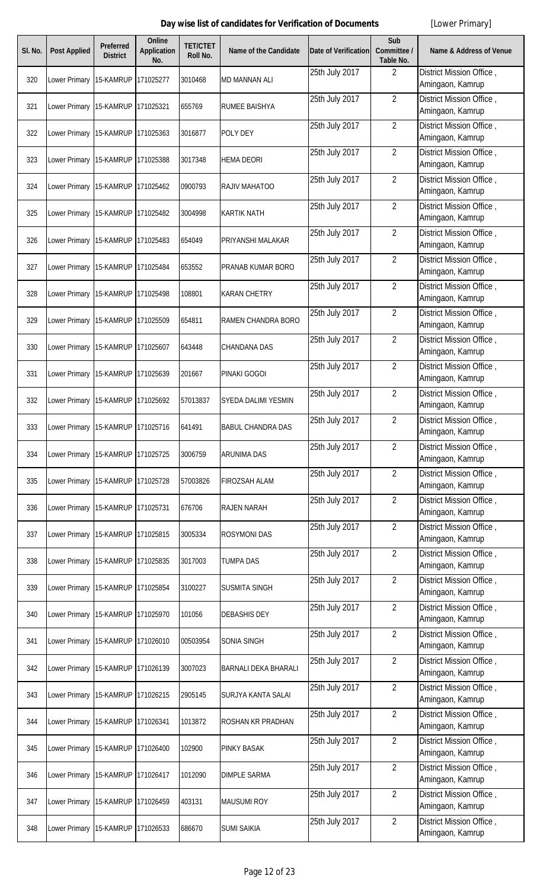**Day wise list of candidates for Verification of Documents** [Lower Primary]

| Sl. No. | Post Applied | Preferred District | Online Application No. | TET/CTET Roll No. | Name of the Candidate | Date of Verification | Sub Committee / Table No. | Name & Address of Venue |
|---|---|---|---|---|---|---|---|---|
| 320 | Lower Primary | 15-KAMRUP | 171025277 | 3010468 | MD MANNAN ALI | 25th July 2017 | 2 | District Mission Office , Amingaon, Kamrup |
| 321 | Lower Primary | 15-KAMRUP | 171025321 | 655769 | RUMEE BAISHYA | 25th July 2017 | 2 | District Mission Office , Amingaon, Kamrup |
| 322 | Lower Primary | 15-KAMRUP | 171025363 | 3016877 | POLY DEY | 25th July 2017 | 2 | District Mission Office , Amingaon, Kamrup |
| 323 | Lower Primary | 15-KAMRUP | 171025388 | 3017348 | HEMA DEORI | 25th July 2017 | 2 | District Mission Office , Amingaon, Kamrup |
| 324 | Lower Primary | 15-KAMRUP | 171025462 | 0900793 | RAJIV MAHATOO | 25th July 2017 | 2 | District Mission Office , Amingaon, Kamrup |
| 325 | Lower Primary | 15-KAMRUP | 171025482 | 3004998 | KARTIK NATH | 25th July 2017 | 2 | District Mission Office , Amingaon, Kamrup |
| 326 | Lower Primary | 15-KAMRUP | 171025483 | 654049 | PRIYANSHI MALAKAR | 25th July 2017 | 2 | District Mission Office , Amingaon, Kamrup |
| 327 | Lower Primary | 15-KAMRUP | 171025484 | 653552 | PRANAB KUMAR BORO | 25th July 2017 | 2 | District Mission Office , Amingaon, Kamrup |
| 328 | Lower Primary | 15-KAMRUP | 171025498 | 108801 | KARAN CHETRY | 25th July 2017 | 2 | District Mission Office , Amingaon, Kamrup |
| 329 | Lower Primary | 15-KAMRUP | 171025509 | 654811 | RAMEN CHANDRA BORO | 25th July 2017 | 2 | District Mission Office , Amingaon, Kamrup |
| 330 | Lower Primary | 15-KAMRUP | 171025607 | 643448 | CHANDANA DAS | 25th July 2017 | 2 | District Mission Office , Amingaon, Kamrup |
| 331 | Lower Primary | 15-KAMRUP | 171025639 | 201667 | PINAKI GOGOI | 25th July 2017 | 2 | District Mission Office , Amingaon, Kamrup |
| 332 | Lower Primary | 15-KAMRUP | 171025692 | 57013837 | SYEDA DALIMI YESMIN | 25th July 2017 | 2 | District Mission Office , Amingaon, Kamrup |
| 333 | Lower Primary | 15-KAMRUP | 171025716 | 641491 | BABUL CHANDRA DAS | 25th July 2017 | 2 | District Mission Office , Amingaon, Kamrup |
| 334 | Lower Primary | 15-KAMRUP | 171025725 | 3006759 | ARUNIMA DAS | 25th July 2017 | 2 | District Mission Office , Amingaon, Kamrup |
| 335 | Lower Primary | 15-KAMRUP | 171025728 | 57003826 | FIROZSAH ALAM | 25th July 2017 | 2 | District Mission Office , Amingaon, Kamrup |
| 336 | Lower Primary | 15-KAMRUP | 171025731 | 676706 | RAJEN NARAH | 25th July 2017 | 2 | District Mission Office , Amingaon, Kamrup |
| 337 | Lower Primary | 15-KAMRUP | 171025815 | 3005334 | ROSYMONI DAS | 25th July 2017 | 2 | District Mission Office , Amingaon, Kamrup |
| 338 | Lower Primary | 15-KAMRUP | 171025835 | 3017003 | TUMPA DAS | 25th July 2017 | 2 | District Mission Office , Amingaon, Kamrup |
| 339 | Lower Primary | 15-KAMRUP | 171025854 | 3100227 | SUSMITA SINGH | 25th July 2017 | 2 | District Mission Office , Amingaon, Kamrup |
| 340 | Lower Primary | 15-KAMRUP | 171025970 | 101056 | DEBASHIS DEY | 25th July 2017 | 2 | District Mission Office , Amingaon, Kamrup |
| 341 | Lower Primary | 15-KAMRUP | 171026010 | 00503954 | SONIA SINGH | 25th July 2017 | 2 | District Mission Office , Amingaon, Kamrup |
| 342 | Lower Primary | 15-KAMRUP | 171026139 | 3007023 | BARNALI DEKA BHARALI | 25th July 2017 | 2 | District Mission Office , Amingaon, Kamrup |
| 343 | Lower Primary | 15-KAMRUP | 171026215 | 2905145 | SURJYA KANTA SALAI | 25th July 2017 | 2 | District Mission Office , Amingaon, Kamrup |
| 344 | Lower Primary | 15-KAMRUP | 171026341 | 1013872 | ROSHAN KR PRADHAN | 25th July 2017 | 2 | District Mission Office , Amingaon, Kamrup |
| 345 | Lower Primary | 15-KAMRUP | 171026400 | 102900 | PINKY BASAK | 25th July 2017 | 2 | District Mission Office , Amingaon, Kamrup |
| 346 | Lower Primary | 15-KAMRUP | 171026417 | 1012090 | DIMPLE SARMA | 25th July 2017 | 2 | District Mission Office , Amingaon, Kamrup |
| 347 | Lower Primary | 15-KAMRUP | 171026459 | 403131 | MAUSUMI ROY | 25th July 2017 | 2 | District Mission Office , Amingaon, Kamrup |
| 348 | Lower Primary | 15-KAMRUP | 171026533 | 686670 | SUMI SAIKIA | 25th July 2017 | 2 | District Mission Office , Amingaon, Kamrup |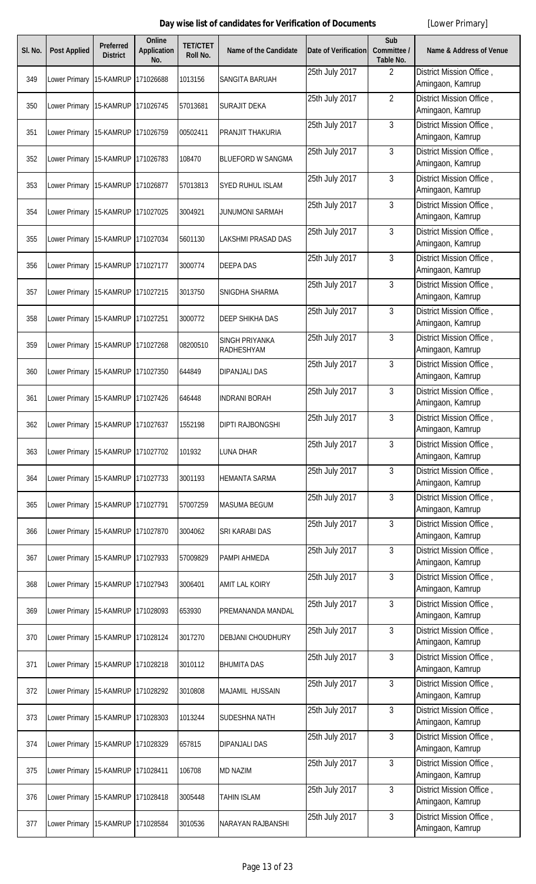**Day wise list of candidates for Verification of Documents** [Lower Primary]

| Sl. No. | Post Applied | Preferred District | Online Application No. | TET/CTET Roll No. | Name of the Candidate | Date of Verification | Sub Committee / Table No. | Name & Address of Venue |
|---|---|---|---|---|---|---|---|---|
| 349 | Lower Primary | 15-KAMRUP | 171026688 | 1013156 | SANGITA BARUAH | 25th July 2017 | 2 | District Mission Office , Amingaon, Kamrup |
| 350 | Lower Primary | 15-KAMRUP | 171026745 | 57013681 | SURAJIT DEKA | 25th July 2017 | 2 | District Mission Office , Amingaon, Kamrup |
| 351 | Lower Primary | 15-KAMRUP | 171026759 | 00502411 | PRANJIT THAKURIA | 25th July 2017 | 3 | District Mission Office , Amingaon, Kamrup |
| 352 | Lower Primary | 15-KAMRUP | 171026783 | 108470 | BLUEFORD W SANGMA | 25th July 2017 | 3 | District Mission Office , Amingaon, Kamrup |
| 353 | Lower Primary | 15-KAMRUP | 171026877 | 57013813 | SYED RUHUL ISLAM | 25th July 2017 | 3 | District Mission Office , Amingaon, Kamrup |
| 354 | Lower Primary | 15-KAMRUP | 171027025 | 3004921 | JUNUMONI SARMAH | 25th July 2017 | 3 | District Mission Office , Amingaon, Kamrup |
| 355 | Lower Primary | 15-KAMRUP | 171027034 | 5601130 | LAKSHMI PRASAD DAS | 25th July 2017 | 3 | District Mission Office , Amingaon, Kamrup |
| 356 | Lower Primary | 15-KAMRUP | 171027177 | 3000774 | DEEPA DAS | 25th July 2017 | 3 | District Mission Office , Amingaon, Kamrup |
| 357 | Lower Primary | 15-KAMRUP | 171027215 | 3013750 | SNIGDHA SHARMA | 25th July 2017 | 3 | District Mission Office , Amingaon, Kamrup |
| 358 | Lower Primary | 15-KAMRUP | 171027251 | 3000772 | DEEP SHIKHA DAS | 25th July 2017 | 3 | District Mission Office , Amingaon, Kamrup |
| 359 | Lower Primary | 15-KAMRUP | 171027268 | 08200510 | SINGH PRIYANKA RADHESHYAM | 25th July 2017 | 3 | District Mission Office , Amingaon, Kamrup |
| 360 | Lower Primary | 15-KAMRUP | 171027350 | 644849 | DIPANJALI DAS | 25th July 2017 | 3 | District Mission Office , Amingaon, Kamrup |
| 361 | Lower Primary | 15-KAMRUP | 171027426 | 646448 | INDRANI BORAH | 25th July 2017 | 3 | District Mission Office , Amingaon, Kamrup |
| 362 | Lower Primary | 15-KAMRUP | 171027637 | 1552198 | DIPTI RAJBONGSHI | 25th July 2017 | 3 | District Mission Office , Amingaon, Kamrup |
| 363 | Lower Primary | 15-KAMRUP | 171027702 | 101932 | LUNA DHAR | 25th July 2017 | 3 | District Mission Office , Amingaon, Kamrup |
| 364 | Lower Primary | 15-KAMRUP | 171027733 | 3001193 | HEMANTA SARMA | 25th July 2017 | 3 | District Mission Office , Amingaon, Kamrup |
| 365 | Lower Primary | 15-KAMRUP | 171027791 | 57007259 | MASUMA BEGUM | 25th July 2017 | 3 | District Mission Office , Amingaon, Kamrup |
| 366 | Lower Primary | 15-KAMRUP | 171027870 | 3004062 | SRI KARABI DAS | 25th July 2017 | 3 | District Mission Office , Amingaon, Kamrup |
| 367 | Lower Primary | 15-KAMRUP | 171027933 | 57009829 | PAMPI AHMEDA | 25th July 2017 | 3 | District Mission Office , Amingaon, Kamrup |
| 368 | Lower Primary | 15-KAMRUP | 171027943 | 3006401 | AMIT LAL KOIRY | 25th July 2017 | 3 | District Mission Office , Amingaon, Kamrup |
| 369 | Lower Primary | 15-KAMRUP | 171028093 | 653930 | PREMANANDA MANDAL | 25th July 2017 | 3 | District Mission Office , Amingaon, Kamrup |
| 370 | Lower Primary | 15-KAMRUP | 171028124 | 3017270 | DEBJANI CHOUDHURY | 25th July 2017 | 3 | District Mission Office , Amingaon, Kamrup |
| 371 | Lower Primary | 15-KAMRUP | 171028218 | 3010112 | BHUMITA DAS | 25th July 2017 | 3 | District Mission Office , Amingaon, Kamrup |
| 372 | Lower Primary | 15-KAMRUP | 171028292 | 3010808 | MAJAMIL HUSSAIN | 25th July 2017 | 3 | District Mission Office , Amingaon, Kamrup |
| 373 | Lower Primary | 15-KAMRUP | 171028303 | 1013244 | SUDESHNA NATH | 25th July 2017 | 3 | District Mission Office , Amingaon, Kamrup |
| 374 | Lower Primary | 15-KAMRUP | 171028329 | 657815 | DIPANJALI DAS | 25th July 2017 | 3 | District Mission Office , Amingaon, Kamrup |
| 375 | Lower Primary | 15-KAMRUP | 171028411 | 106708 | MD NAZIM | 25th July 2017 | 3 | District Mission Office , Amingaon, Kamrup |
| 376 | Lower Primary | 15-KAMRUP | 171028418 | 3005448 | TAHIN ISLAM | 25th July 2017 | 3 | District Mission Office , Amingaon, Kamrup |
| 377 | Lower Primary | 15-KAMRUP | 171028584 | 3010536 | NARAYAN RAJBANSHI | 25th July 2017 | 3 | District Mission Office , Amingaon, Kamrup |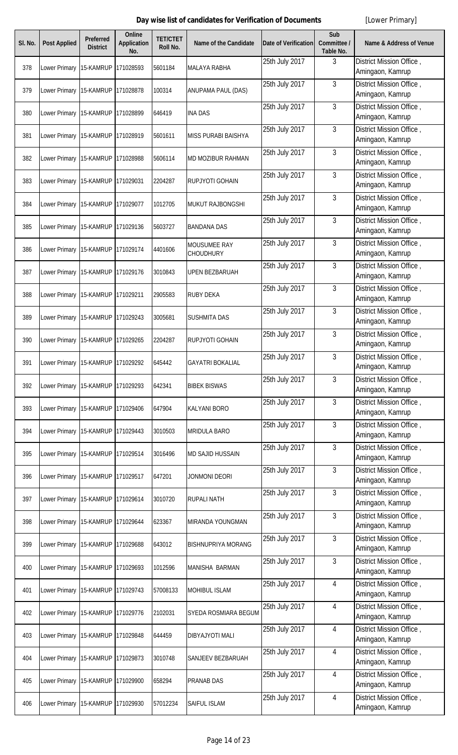**Day wise list of candidates for Verification of Documents** [Lower Primary]

| Sl. No. | Post Applied | Preferred District | Online Application No. | TET/CTET Roll No. | Name of the Candidate | Date of Verification | Sub Committee / Table No. | Name & Address of Venue |
|---|---|---|---|---|---|---|---|---|
| 378 | Lower Primary | 15-KAMRUP | 171028593 | 5601184 | MALAYA RABHA | 25th July 2017 | 3 | District Mission Office , Amingaon, Kamrup |
| 379 | Lower Primary | 15-KAMRUP | 171028878 | 100314 | ANUPAMA PAUL (DAS) | 25th July 2017 | 3 | District Mission Office , Amingaon, Kamrup |
| 380 | Lower Primary | 15-KAMRUP | 171028899 | 646419 | INA DAS | 25th July 2017 | 3 | District Mission Office , Amingaon, Kamrup |
| 381 | Lower Primary | 15-KAMRUP | 171028919 | 5601611 | MISS PURABI BAISHYA | 25th July 2017 | 3 | District Mission Office , Amingaon, Kamrup |
| 382 | Lower Primary | 15-KAMRUP | 171028988 | 5606114 | MD MOZIBUR RAHMAN | 25th July 2017 | 3 | District Mission Office , Amingaon, Kamrup |
| 383 | Lower Primary | 15-KAMRUP | 171029031 | 2204287 | RUPJYOTI GOHAIN | 25th July 2017 | 3 | District Mission Office , Amingaon, Kamrup |
| 384 | Lower Primary | 15-KAMRUP | 171029077 | 1012705 | MUKUT RAJBONGSHI | 25th July 2017 | 3 | District Mission Office , Amingaon, Kamrup |
| 385 | Lower Primary | 15-KAMRUP | 171029136 | 5603727 | BANDANA DAS | 25th July 2017 | 3 | District Mission Office , Amingaon, Kamrup |
| 386 | Lower Primary | 15-KAMRUP | 171029174 | 4401606 | MOUSUMEE RAY CHOUDHURY | 25th July 2017 | 3 | District Mission Office , Amingaon, Kamrup |
| 387 | Lower Primary | 15-KAMRUP | 171029176 | 3010843 | UPEN BEZBARUAH | 25th July 2017 | 3 | District Mission Office , Amingaon, Kamrup |
| 388 | Lower Primary | 15-KAMRUP | 171029211 | 2905583 | RUBY DEKA | 25th July 2017 | 3 | District Mission Office , Amingaon, Kamrup |
| 389 | Lower Primary | 15-KAMRUP | 171029243 | 3005681 | SUSHMITA DAS | 25th July 2017 | 3 | District Mission Office , Amingaon, Kamrup |
| 390 | Lower Primary | 15-KAMRUP | 171029265 | 2204287 | RUPJYOTI GOHAIN | 25th July 2017 | 3 | District Mission Office , Amingaon, Kamrup |
| 391 | Lower Primary | 15-KAMRUP | 171029292 | 645442 | GAYATRI BOKALIAL | 25th July 2017 | 3 | District Mission Office , Amingaon, Kamrup |
| 392 | Lower Primary | 15-KAMRUP | 171029293 | 642341 | BIBEK BISWAS | 25th July 2017 | 3 | District Mission Office , Amingaon, Kamrup |
| 393 | Lower Primary | 15-KAMRUP | 171029406 | 647904 | KALYANI BORO | 25th July 2017 | 3 | District Mission Office , Amingaon, Kamrup |
| 394 | Lower Primary | 15-KAMRUP | 171029443 | 3010503 | MRIDULA BARO | 25th July 2017 | 3 | District Mission Office , Amingaon, Kamrup |
| 395 | Lower Primary | 15-KAMRUP | 171029514 | 3016496 | MD SAJID HUSSAIN | 25th July 2017 | 3 | District Mission Office , Amingaon, Kamrup |
| 396 | Lower Primary | 15-KAMRUP | 171029517 | 647201 | JONMONI DEORI | 25th July 2017 | 3 | District Mission Office , Amingaon, Kamrup |
| 397 | Lower Primary | 15-KAMRUP | 171029614 | 3010720 | RUPALI NATH | 25th July 2017 | 3 | District Mission Office , Amingaon, Kamrup |
| 398 | Lower Primary | 15-KAMRUP | 171029644 | 623367 | MIRANDA YOUNGMAN | 25th July 2017 | 3 | District Mission Office , Amingaon, Kamrup |
| 399 | Lower Primary | 15-KAMRUP | 171029688 | 643012 | BISHNUPRIYA MORANG | 25th July 2017 | 3 | District Mission Office , Amingaon, Kamrup |
| 400 | Lower Primary | 15-KAMRUP | 171029693 | 1012596 | MANISHA BARMAN | 25th July 2017 | 3 | District Mission Office , Amingaon, Kamrup |
| 401 | Lower Primary | 15-KAMRUP | 171029743 | 57008133 | MOHIBUL ISLAM | 25th July 2017 | 4 | District Mission Office , Amingaon, Kamrup |
| 402 | Lower Primary | 15-KAMRUP | 171029776 | 2102031 | SYEDA ROSMIARA BEGUM | 25th July 2017 | 4 | District Mission Office , Amingaon, Kamrup |
| 403 | Lower Primary | 15-KAMRUP | 171029848 | 644459 | DIBYAJYOTI MALI | 25th July 2017 | 4 | District Mission Office , Amingaon, Kamrup |
| 404 | Lower Primary | 15-KAMRUP | 171029873 | 3010748 | SANJEEV BEZBARUAH | 25th July 2017 | 4 | District Mission Office , Amingaon, Kamrup |
| 405 | Lower Primary | 15-KAMRUP | 171029900 | 658294 | PRANAB DAS | 25th July 2017 | 4 | District Mission Office , Amingaon, Kamrup |
| 406 | Lower Primary | 15-KAMRUP | 171029930 | 57012234 | SAIFUL ISLAM | 25th July 2017 | 4 | District Mission Office , Amingaon, Kamrup |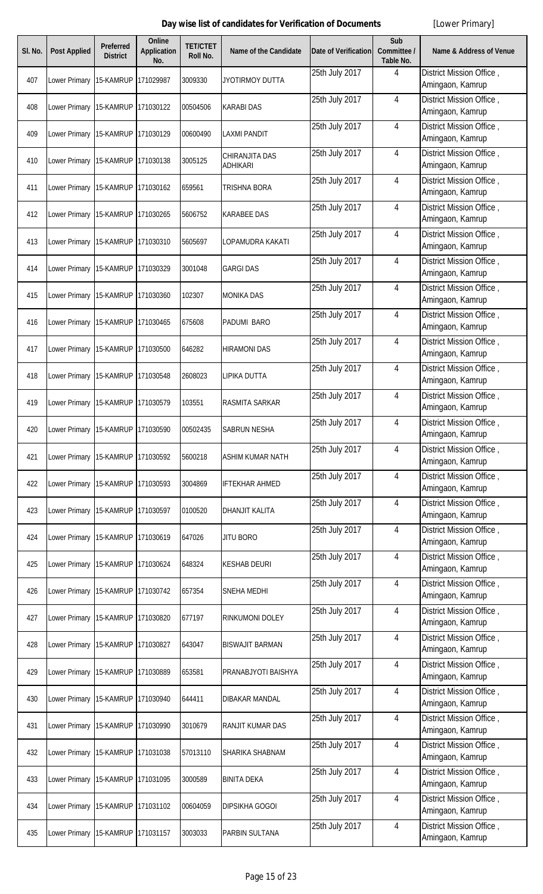# Day wise list of candidates for Verification of Documents

[Lower Primary]

| Sl. No. | Post Applied | Preferred District | Online Application No. | TET/CTET Roll No. | Name of the Candidate | Date of Verification | Sub Committee / Table No. | Name & Address of Venue |
|---|---|---|---|---|---|---|---|---|
| 407 | Lower Primary | 15-KAMRUP | 171029987 | 3009330 | JYOTIRMOY DUTTA | 25th July 2017 | 4 | District Mission Office , Amingaon, Kamrup |
| 408 | Lower Primary | 15-KAMRUP | 171030122 | 00504506 | KARABI DAS | 25th July 2017 | 4 | District Mission Office , Amingaon, Kamrup |
| 409 | Lower Primary | 15-KAMRUP | 171030129 | 00600490 | LAXMI PANDIT | 25th July 2017 | 4 | District Mission Office , Amingaon, Kamrup |
| 410 | Lower Primary | 15-KAMRUP | 171030138 | 3005125 | CHIRANJITA DAS ADHIKARI | 25th July 2017 | 4 | District Mission Office , Amingaon, Kamrup |
| 411 | Lower Primary | 15-KAMRUP | 171030162 | 659561 | TRISHNA BORA | 25th July 2017 | 4 | District Mission Office , Amingaon, Kamrup |
| 412 | Lower Primary | 15-KAMRUP | 171030265 | 5606752 | KARABEE DAS | 25th July 2017 | 4 | District Mission Office , Amingaon, Kamrup |
| 413 | Lower Primary | 15-KAMRUP | 171030310 | 5605697 | LOPAMUDRA KAKATI | 25th July 2017 | 4 | District Mission Office , Amingaon, Kamrup |
| 414 | Lower Primary | 15-KAMRUP | 171030329 | 3001048 | GARGI DAS | 25th July 2017 | 4 | District Mission Office , Amingaon, Kamrup |
| 415 | Lower Primary | 15-KAMRUP | 171030360 | 102307 | MONIKA DAS | 25th July 2017 | 4 | District Mission Office , Amingaon, Kamrup |
| 416 | Lower Primary | 15-KAMRUP | 171030465 | 675608 | PADUMI BARO | 25th July 2017 | 4 | District Mission Office , Amingaon, Kamrup |
| 417 | Lower Primary | 15-KAMRUP | 171030500 | 646282 | HIRAMONI DAS | 25th July 2017 | 4 | District Mission Office , Amingaon, Kamrup |
| 418 | Lower Primary | 15-KAMRUP | 171030548 | 2608023 | LIPIKA DUTTA | 25th July 2017 | 4 | District Mission Office , Amingaon, Kamrup |
| 419 | Lower Primary | 15-KAMRUP | 171030579 | 103551 | RASMITA SARKAR | 25th July 2017 | 4 | District Mission Office , Amingaon, Kamrup |
| 420 | Lower Primary | 15-KAMRUP | 171030590 | 00502435 | SABRUN NESHA | 25th July 2017 | 4 | District Mission Office , Amingaon, Kamrup |
| 421 | Lower Primary | 15-KAMRUP | 171030592 | 5600218 | ASHIM KUMAR NATH | 25th July 2017 | 4 | District Mission Office , Amingaon, Kamrup |
| 422 | Lower Primary | 15-KAMRUP | 171030593 | 3004869 | IFTEKHAR AHMED | 25th July 2017 | 4 | District Mission Office , Amingaon, Kamrup |
| 423 | Lower Primary | 15-KAMRUP | 171030597 | 0100520 | DHANJIT KALITA | 25th July 2017 | 4 | District Mission Office , Amingaon, Kamrup |
| 424 | Lower Primary | 15-KAMRUP | 171030619 | 647026 | JITU BORO | 25th July 2017 | 4 | District Mission Office , Amingaon, Kamrup |
| 425 | Lower Primary | 15-KAMRUP | 171030624 | 648324 | KESHAB DEURI | 25th July 2017 | 4 | District Mission Office , Amingaon, Kamrup |
| 426 | Lower Primary | 15-KAMRUP | 171030742 | 657354 | SNEHA MEDHI | 25th July 2017 | 4 | District Mission Office , Amingaon, Kamrup |
| 427 | Lower Primary | 15-KAMRUP | 171030820 | 677197 | RINKUMONI DOLEY | 25th July 2017 | 4 | District Mission Office , Amingaon, Kamrup |
| 428 | Lower Primary | 15-KAMRUP | 171030827 | 643047 | BISWAJIT BARMAN | 25th July 2017 | 4 | District Mission Office , Amingaon, Kamrup |
| 429 | Lower Primary | 15-KAMRUP | 171030889 | 653581 | PRANABJYOTI BAISHYA | 25th July 2017 | 4 | District Mission Office , Amingaon, Kamrup |
| 430 | Lower Primary | 15-KAMRUP | 171030940 | 644411 | DIBAKAR MANDAL | 25th July 2017 | 4 | District Mission Office , Amingaon, Kamrup |
| 431 | Lower Primary | 15-KAMRUP | 171030990 | 3010679 | RANJIT KUMAR DAS | 25th July 2017 | 4 | District Mission Office , Amingaon, Kamrup |
| 432 | Lower Primary | 15-KAMRUP | 171031038 | 57013110 | SHARIKA SHABNAM | 25th July 2017 | 4 | District Mission Office , Amingaon, Kamrup |
| 433 | Lower Primary | 15-KAMRUP | 171031095 | 3000589 | BINITA DEKA | 25th July 2017 | 4 | District Mission Office , Amingaon, Kamrup |
| 434 | Lower Primary | 15-KAMRUP | 171031102 | 00604059 | DIPSIKHA GOGOI | 25th July 2017 | 4 | District Mission Office , Amingaon, Kamrup |
| 435 | Lower Primary | 15-KAMRUP | 171031157 | 3003033 | PARBIN SULTANA | 25th July 2017 | 4 | District Mission Office , Amingaon, Kamrup |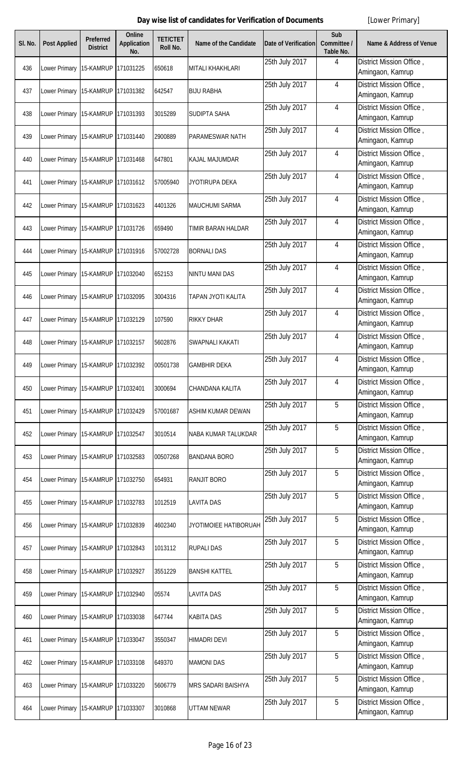**Day wise list of candidates for Verification of Documents** [Lower Primary]

| Sl. No. | Post Applied | Preferred District | Online Application No. | TET/CTET Roll No. | Name of the Candidate | Date of Verification | Sub Committee / Table No. | Name & Address of Venue |
|---|---|---|---|---|---|---|---|---|
| 436 | Lower Primary | 15-KAMRUP | 171031225 | 650618 | MITALI KHAKHLARI | 25th July 2017 | 4 | District Mission Office , Amingaon, Kamrup |
| 437 | Lower Primary | 15-KAMRUP | 171031382 | 642547 | BIJU RABHA | 25th July 2017 | 4 | District Mission Office , Amingaon, Kamrup |
| 438 | Lower Primary | 15-KAMRUP | 171031393 | 3015289 | SUDIPTA SAHA | 25th July 2017 | 4 | District Mission Office , Amingaon, Kamrup |
| 439 | Lower Primary | 15-KAMRUP | 171031440 | 2900889 | PARAMESWAR NATH | 25th July 2017 | 4 | District Mission Office , Amingaon, Kamrup |
| 440 | Lower Primary | 15-KAMRUP | 171031468 | 647801 | KAJAL MAJUMDAR | 25th July 2017 | 4 | District Mission Office , Amingaon, Kamrup |
| 441 | Lower Primary | 15-KAMRUP | 171031612 | 57005940 | JYOTIRUPA DEKA | 25th July 2017 | 4 | District Mission Office , Amingaon, Kamrup |
| 442 | Lower Primary | 15-KAMRUP | 171031623 | 4401326 | MAUCHUMI SARMA | 25th July 2017 | 4 | District Mission Office , Amingaon, Kamrup |
| 443 | Lower Primary | 15-KAMRUP | 171031726 | 659490 | TIMIR BARAN HALDAR | 25th July 2017 | 4 | District Mission Office , Amingaon, Kamrup |
| 444 | Lower Primary | 15-KAMRUP | 171031916 | 57002728 | BORNALI DAS | 25th July 2017 | 4 | District Mission Office , Amingaon, Kamrup |
| 445 | Lower Primary | 15-KAMRUP | 171032040 | 652153 | NINTU MANI DAS | 25th July 2017 | 4 | District Mission Office , Amingaon, Kamrup |
| 446 | Lower Primary | 15-KAMRUP | 171032095 | 3004316 | TAPAN JYOTI KALITA | 25th July 2017 | 4 | District Mission Office , Amingaon, Kamrup |
| 447 | Lower Primary | 15-KAMRUP | 171032129 | 107590 | RIKKY DHAR | 25th July 2017 | 4 | District Mission Office , Amingaon, Kamrup |
| 448 | Lower Primary | 15-KAMRUP | 171032157 | 5602876 | SWAPNALI KAKATI | 25th July 2017 | 4 | District Mission Office , Amingaon, Kamrup |
| 449 | Lower Primary | 15-KAMRUP | 171032392 | 00501738 | GAMBHIR DEKA | 25th July 2017 | 4 | District Mission Office , Amingaon, Kamrup |
| 450 | Lower Primary | 15-KAMRUP | 171032401 | 3000694 | CHANDANA KALITA | 25th July 2017 | 4 | District Mission Office , Amingaon, Kamrup |
| 451 | Lower Primary | 15-KAMRUP | 171032429 | 57001687 | ASHIM KUMAR DEWAN | 25th July 2017 | 5 | District Mission Office , Amingaon, Kamrup |
| 452 | Lower Primary | 15-KAMRUP | 171032547 | 3010514 | NABA KUMAR TALUKDAR | 25th July 2017 | 5 | District Mission Office , Amingaon, Kamrup |
| 453 | Lower Primary | 15-KAMRUP | 171032583 | 00507268 | BANDANA BORO | 25th July 2017 | 5 | District Mission Office , Amingaon, Kamrup |
| 454 | Lower Primary | 15-KAMRUP | 171032750 | 654931 | RANJIT BORO | 25th July 2017 | 5 | District Mission Office , Amingaon, Kamrup |
| 455 | Lower Primary | 15-KAMRUP | 171032783 | 1012519 | LAVITA DAS | 25th July 2017 | 5 | District Mission Office , Amingaon, Kamrup |
| 456 | Lower Primary | 15-KAMRUP | 171032839 | 4602340 | JYOTIMOIEE HATIBORUAH | 25th July 2017 | 5 | District Mission Office , Amingaon, Kamrup |
| 457 | Lower Primary | 15-KAMRUP | 171032843 | 1013112 | RUPALI DAS | 25th July 2017 | 5 | District Mission Office , Amingaon, Kamrup |
| 458 | Lower Primary | 15-KAMRUP | 171032927 | 3551229 | BANSHI KATTEL | 25th July 2017 | 5 | District Mission Office , Amingaon, Kamrup |
| 459 | Lower Primary | 15-KAMRUP | 171032940 | 05574 | LAVITA DAS | 25th July 2017 | 5 | District Mission Office , Amingaon, Kamrup |
| 460 | Lower Primary | 15-KAMRUP | 171033038 | 647744 | KABITA DAS | 25th July 2017 | 5 | District Mission Office , Amingaon, Kamrup |
| 461 | Lower Primary | 15-KAMRUP | 171033047 | 3550347 | HIMADRI DEVI | 25th July 2017 | 5 | District Mission Office , Amingaon, Kamrup |
| 462 | Lower Primary | 15-KAMRUP | 171033108 | 649370 | MAMONI DAS | 25th July 2017 | 5 | District Mission Office , Amingaon, Kamrup |
| 463 | Lower Primary | 15-KAMRUP | 171033220 | 5606779 | MRS SADARI BAISHYA | 25th July 2017 | 5 | District Mission Office , Amingaon, Kamrup |
| 464 | Lower Primary | 15-KAMRUP | 171033307 | 3010868 | UTTAM NEWAR | 25th July 2017 | 5 | District Mission Office , Amingaon, Kamrup |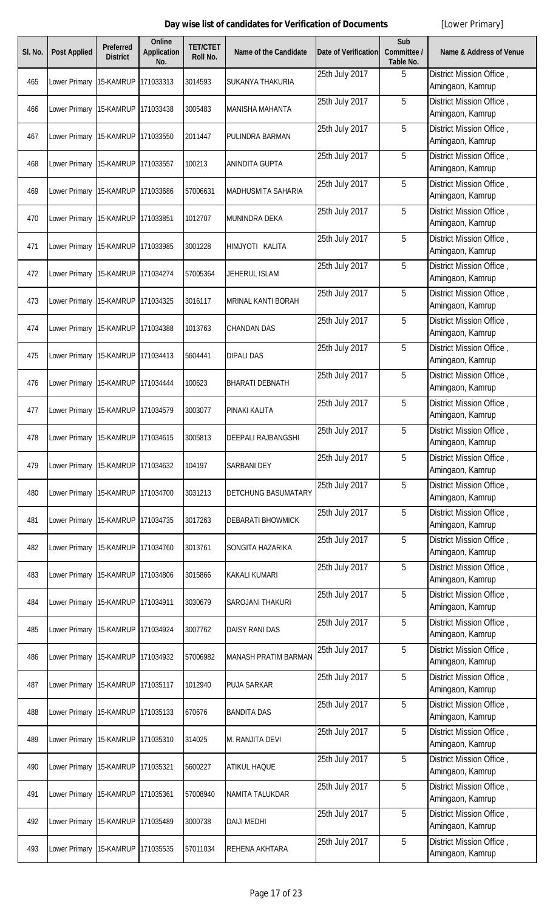**Day wise list of candidates for Verification of Documents** [Lower Primary]

| Sl. No. | Post Applied | Preferred District | Online Application No. | TET/CTET Roll No. | Name of the Candidate | Date of Verification | Sub Committee / Table No. | Name & Address of Venue |
|---|---|---|---|---|---|---|---|---|
| 465 | Lower Primary | 15-KAMRUP | 171033313 | 3014593 | SUKANYA THAKURIA | 25th July 2017 | 5 | District Mission Office , Amingaon, Kamrup |
| 466 | Lower Primary | 15-KAMRUP | 171033438 | 3005483 | MANISHA MAHANTA | 25th July 2017 | 5 | District Mission Office , Amingaon, Kamrup |
| 467 | Lower Primary | 15-KAMRUP | 171033550 | 2011447 | PULINDRA BARMAN | 25th July 2017 | 5 | District Mission Office , Amingaon, Kamrup |
| 468 | Lower Primary | 15-KAMRUP | 171033557 | 100213 | ANINDITA GUPTA | 25th July 2017 | 5 | District Mission Office , Amingaon, Kamrup |
| 469 | Lower Primary | 15-KAMRUP | 171033686 | 57006631 | MADHUSMITA SAHARIA | 25th July 2017 | 5 | District Mission Office , Amingaon, Kamrup |
| 470 | Lower Primary | 15-KAMRUP | 171033851 | 1012707 | MUNINDRA DEKA | 25th July 2017 | 5 | District Mission Office , Amingaon, Kamrup |
| 471 | Lower Primary | 15-KAMRUP | 171033985 | 3001228 | HIMJYOTI KALITA | 25th July 2017 | 5 | District Mission Office , Amingaon, Kamrup |
| 472 | Lower Primary | 15-KAMRUP | 171034274 | 57005364 | JEHERUL ISLAM | 25th July 2017 | 5 | District Mission Office , Amingaon, Kamrup |
| 473 | Lower Primary | 15-KAMRUP | 171034325 | 3016117 | MRINAL KANTI BORAH | 25th July 2017 | 5 | District Mission Office , Amingaon, Kamrup |
| 474 | Lower Primary | 15-KAMRUP | 171034388 | 1013763 | CHANDAN DAS | 25th July 2017 | 5 | District Mission Office , Amingaon, Kamrup |
| 475 | Lower Primary | 15-KAMRUP | 171034413 | 5604441 | DIPALI DAS | 25th July 2017 | 5 | District Mission Office , Amingaon, Kamrup |
| 476 | Lower Primary | 15-KAMRUP | 171034444 | 100623 | BHARATI DEBNATH | 25th July 2017 | 5 | District Mission Office , Amingaon, Kamrup |
| 477 | Lower Primary | 15-KAMRUP | 171034579 | 3003077 | PINAKI KALITA | 25th July 2017 | 5 | District Mission Office , Amingaon, Kamrup |
| 478 | Lower Primary | 15-KAMRUP | 171034615 | 3005813 | DEEPALI RAJBANGSHI | 25th July 2017 | 5 | District Mission Office , Amingaon, Kamrup |
| 479 | Lower Primary | 15-KAMRUP | 171034632 | 104197 | SARBANI DEY | 25th July 2017 | 5 | District Mission Office , Amingaon, Kamrup |
| 480 | Lower Primary | 15-KAMRUP | 171034700 | 3031213 | DETCHUNG BASUMATARY | 25th July 2017 | 5 | District Mission Office , Amingaon, Kamrup |
| 481 | Lower Primary | 15-KAMRUP | 171034735 | 3017263 | DEBARATI BHOWMICK | 25th July 2017 | 5 | District Mission Office , Amingaon, Kamrup |
| 482 | Lower Primary | 15-KAMRUP | 171034760 | 3013761 | SONGITA HAZARIKA | 25th July 2017 | 5 | District Mission Office , Amingaon, Kamrup |
| 483 | Lower Primary | 15-KAMRUP | 171034806 | 3015866 | KAKALI KUMARI | 25th July 2017 | 5 | District Mission Office , Amingaon, Kamrup |
| 484 | Lower Primary | 15-KAMRUP | 171034911 | 3030679 | SAROJANI THAKURI | 25th July 2017 | 5 | District Mission Office , Amingaon, Kamrup |
| 485 | Lower Primary | 15-KAMRUP | 171034924 | 3007762 | DAISY RANI DAS | 25th July 2017 | 5 | District Mission Office , Amingaon, Kamrup |
| 486 | Lower Primary | 15-KAMRUP | 171034932 | 57006982 | MANASH PRATIM BARMAN | 25th July 2017 | 5 | District Mission Office , Amingaon, Kamrup |
| 487 | Lower Primary | 15-KAMRUP | 171035117 | 1012940 | PUJA SARKAR | 25th July 2017 | 5 | District Mission Office , Amingaon, Kamrup |
| 488 | Lower Primary | 15-KAMRUP | 171035133 | 670676 | BANDITA DAS | 25th July 2017 | 5 | District Mission Office , Amingaon, Kamrup |
| 489 | Lower Primary | 15-KAMRUP | 171035310 | 314025 | M. RANJITA DEVI | 25th July 2017 | 5 | District Mission Office , Amingaon, Kamrup |
| 490 | Lower Primary | 15-KAMRUP | 171035321 | 5600227 | ATIKUL HAQUE | 25th July 2017 | 5 | District Mission Office , Amingaon, Kamrup |
| 491 | Lower Primary | 15-KAMRUP | 171035361 | 57008940 | NAMITA TALUKDAR | 25th July 2017 | 5 | District Mission Office , Amingaon, Kamrup |
| 492 | Lower Primary | 15-KAMRUP | 171035489 | 3000738 | DAIJI MEDHI | 25th July 2017 | 5 | District Mission Office , Amingaon, Kamrup |
| 493 | Lower Primary | 15-KAMRUP | 171035535 | 57011034 | REHENA AKHTARA | 25th July 2017 | 5 | District Mission Office , Amingaon, Kamrup |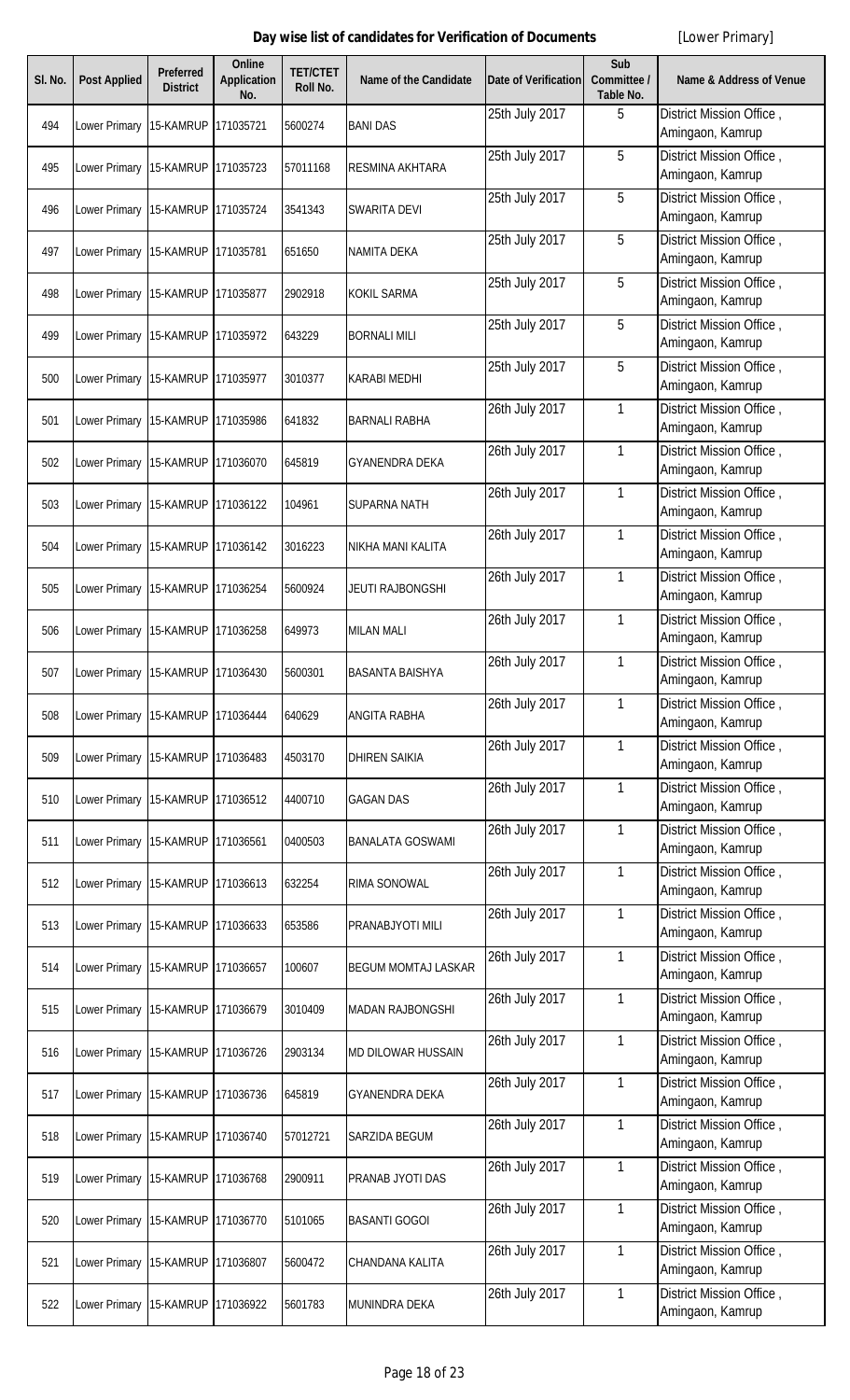**Day wise list of candidates for Verification of Documents** [Lower Primary]

| Sl. No. | Post Applied | Preferred District | Online Application No. | TET/CTET Roll No. | Name of the Candidate | Date of Verification | Sub Committee / Table No. | Name & Address of Venue |
|---|---|---|---|---|---|---|---|---|
| 494 | Lower Primary | 15-KAMRUP | 171035721 | 5600274 | BANI DAS | 25th July 2017 | 5 | District Mission Office , Amingaon, Kamrup |
| 495 | Lower Primary | 15-KAMRUP | 171035723 | 57011168 | RESMINA AKHTARA | 25th July 2017 | 5 | District Mission Office , Amingaon, Kamrup |
| 496 | Lower Primary | 15-KAMRUP | 171035724 | 3541343 | SWARITA DEVI | 25th July 2017 | 5 | District Mission Office , Amingaon, Kamrup |
| 497 | Lower Primary | 15-KAMRUP | 171035781 | 651650 | NAMITA DEKA | 25th July 2017 | 5 | District Mission Office , Amingaon, Kamrup |
| 498 | Lower Primary | 15-KAMRUP | 171035877 | 2902918 | KOKIL SARMA | 25th July 2017 | 5 | District Mission Office , Amingaon, Kamrup |
| 499 | Lower Primary | 15-KAMRUP | 171035972 | 643229 | BORNALI MILI | 25th July 2017 | 5 | District Mission Office , Amingaon, Kamrup |
| 500 | Lower Primary | 15-KAMRUP | 171035977 | 3010377 | KARABI MEDHI | 25th July 2017 | 5 | District Mission Office , Amingaon, Kamrup |
| 501 | Lower Primary | 15-KAMRUP | 171035986 | 641832 | BARNALI RABHA | 26th July 2017 | 1 | District Mission Office , Amingaon, Kamrup |
| 502 | Lower Primary | 15-KAMRUP | 171036070 | 645819 | GYANENDRA DEKA | 26th July 2017 | 1 | District Mission Office , Amingaon, Kamrup |
| 503 | Lower Primary | 15-KAMRUP | 171036122 | 104961 | SUPARNA NATH | 26th July 2017 | 1 | District Mission Office , Amingaon, Kamrup |
| 504 | Lower Primary | 15-KAMRUP | 171036142 | 3016223 | NIKHA MANI KALITA | 26th July 2017 | 1 | District Mission Office , Amingaon, Kamrup |
| 505 | Lower Primary | 15-KAMRUP | 171036254 | 5600924 | JEUTI RAJBONGSHI | 26th July 2017 | 1 | District Mission Office , Amingaon, Kamrup |
| 506 | Lower Primary | 15-KAMRUP | 171036258 | 649973 | MILAN MALI | 26th July 2017 | 1 | District Mission Office , Amingaon, Kamrup |
| 507 | Lower Primary | 15-KAMRUP | 171036430 | 5600301 | BASANTA BAISHYA | 26th July 2017 | 1 | District Mission Office , Amingaon, Kamrup |
| 508 | Lower Primary | 15-KAMRUP | 171036444 | 640629 | ANGITA RABHA | 26th July 2017 | 1 | District Mission Office , Amingaon, Kamrup |
| 509 | Lower Primary | 15-KAMRUP | 171036483 | 4503170 | DHIREN SAIKIA | 26th July 2017 | 1 | District Mission Office , Amingaon, Kamrup |
| 510 | Lower Primary | 15-KAMRUP | 171036512 | 4400710 | GAGAN DAS | 26th July 2017 | 1 | District Mission Office , Amingaon, Kamrup |
| 511 | Lower Primary | 15-KAMRUP | 171036561 | 0400503 | BANALATA GOSWAMI | 26th July 2017 | 1 | District Mission Office , Amingaon, Kamrup |
| 512 | Lower Primary | 15-KAMRUP | 171036613 | 632254 | RIMA SONOWAL | 26th July 2017 | 1 | District Mission Office , Amingaon, Kamrup |
| 513 | Lower Primary | 15-KAMRUP | 171036633 | 653586 | PRANABJYOTI MILI | 26th July 2017 | 1 | District Mission Office , Amingaon, Kamrup |
| 514 | Lower Primary | 15-KAMRUP | 171036657 | 100607 | BEGUM MOMTAJ LASKAR | 26th July 2017 | 1 | District Mission Office , Amingaon, Kamrup |
| 515 | Lower Primary | 15-KAMRUP | 171036679 | 3010409 | MADAN RAJBONGSHI | 26th July 2017 | 1 | District Mission Office , Amingaon, Kamrup |
| 516 | Lower Primary | 15-KAMRUP | 171036726 | 2903134 | MD DILOWAR HUSSAIN | 26th July 2017 | 1 | District Mission Office , Amingaon, Kamrup |
| 517 | Lower Primary | 15-KAMRUP | 171036736 | 645819 | GYANENDRA DEKA | 26th July 2017 | 1 | District Mission Office , Amingaon, Kamrup |
| 518 | Lower Primary | 15-KAMRUP | 171036740 | 57012721 | SARZIDA BEGUM | 26th July 2017 | 1 | District Mission Office , Amingaon, Kamrup |
| 519 | Lower Primary | 15-KAMRUP | 171036768 | 2900911 | PRANAB JYOTI DAS | 26th July 2017 | 1 | District Mission Office , Amingaon, Kamrup |
| 520 | Lower Primary | 15-KAMRUP | 171036770 | 5101065 | BASANTI GOGOI | 26th July 2017 | 1 | District Mission Office , Amingaon, Kamrup |
| 521 | Lower Primary | 15-KAMRUP | 171036807 | 5600472 | CHANDANA KALITA | 26th July 2017 | 1 | District Mission Office , Amingaon, Kamrup |
| 522 | Lower Primary | 15-KAMRUP | 171036922 | 5601783 | MUNINDRA DEKA | 26th July 2017 | 1 | District Mission Office , Amingaon, Kamrup |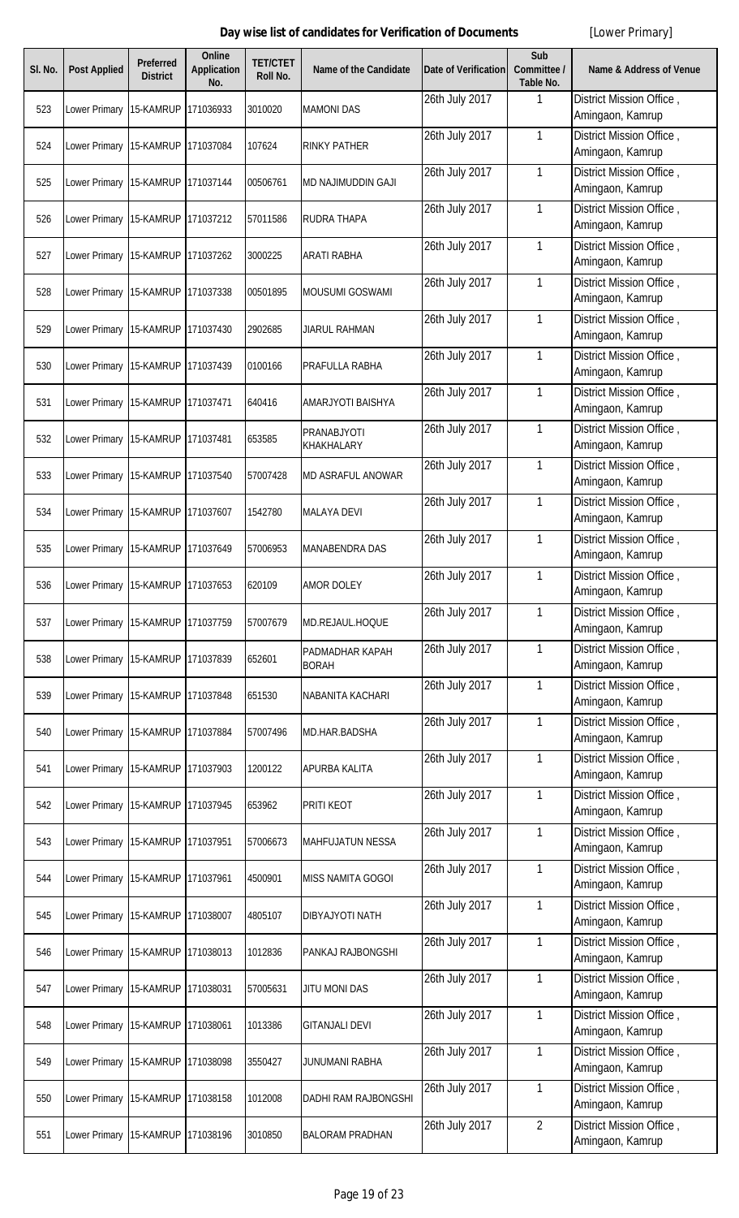# Day wise list of candidates for Verification of Documents

[Lower Primary]

| Sl. No. | Post Applied | Preferred District | Online Application No. | TET/CTET Roll No. | Name of the Candidate | Date of Verification | Sub Committee / Table No. | Name & Address of Venue |
|---|---|---|---|---|---|---|---|---|
| 523 | Lower Primary | 15-KAMRUP | 171036933 | 3010020 | MAMONI DAS | 26th July 2017 | 1 | District Mission Office , Amingaon, Kamrup |
| 524 | Lower Primary | 15-KAMRUP | 171037084 | 107624 | RINKY PATHER | 26th July 2017 | 1 | District Mission Office , Amingaon, Kamrup |
| 525 | Lower Primary | 15-KAMRUP | 171037144 | 00506761 | MD NAJIMUDDIN GAJI | 26th July 2017 | 1 | District Mission Office , Amingaon, Kamrup |
| 526 | Lower Primary | 15-KAMRUP | 171037212 | 57011586 | RUDRA THAPA | 26th July 2017 | 1 | District Mission Office , Amingaon, Kamrup |
| 527 | Lower Primary | 15-KAMRUP | 171037262 | 3000225 | ARATI RABHA | 26th July 2017 | 1 | District Mission Office , Amingaon, Kamrup |
| 528 | Lower Primary | 15-KAMRUP | 171037338 | 00501895 | MOUSUMI GOSWAMI | 26th July 2017 | 1 | District Mission Office , Amingaon, Kamrup |
| 529 | Lower Primary | 15-KAMRUP | 171037430 | 2902685 | JIARUL RAHMAN | 26th July 2017 | 1 | District Mission Office , Amingaon, Kamrup |
| 530 | Lower Primary | 15-KAMRUP | 171037439 | 0100166 | PRAFULLA RABHA | 26th July 2017 | 1 | District Mission Office , Amingaon, Kamrup |
| 531 | Lower Primary | 15-KAMRUP | 171037471 | 640416 | AMARJYOTI BAISHYA | 26th July 2017 | 1 | District Mission Office , Amingaon, Kamrup |
| 532 | Lower Primary | 15-KAMRUP | 171037481 | 653585 | PRANABJYOTI KHAKHALARY | 26th July 2017 | 1 | District Mission Office , Amingaon, Kamrup |
| 533 | Lower Primary | 15-KAMRUP | 171037540 | 57007428 | MD ASRAFUL ANOWAR | 26th July 2017 | 1 | District Mission Office , Amingaon, Kamrup |
| 534 | Lower Primary | 15-KAMRUP | 171037607 | 1542780 | MALAYA DEVI | 26th July 2017 | 1 | District Mission Office , Amingaon, Kamrup |
| 535 | Lower Primary | 15-KAMRUP | 171037649 | 57006953 | MANABENDRA DAS | 26th July 2017 | 1 | District Mission Office , Amingaon, Kamrup |
| 536 | Lower Primary | 15-KAMRUP | 171037653 | 620109 | AMOR DOLEY | 26th July 2017 | 1 | District Mission Office , Amingaon, Kamrup |
| 537 | Lower Primary | 15-KAMRUP | 171037759 | 57007679 | MD.REJAUL.HOQUE | 26th July 2017 | 1 | District Mission Office , Amingaon, Kamrup |
| 538 | Lower Primary | 15-KAMRUP | 171037839 | 652601 | PADMADHAR KAPAH BORAH | 26th July 2017 | 1 | District Mission Office , Amingaon, Kamrup |
| 539 | Lower Primary | 15-KAMRUP | 171037848 | 651530 | NABANITA KACHARI | 26th July 2017 | 1 | District Mission Office , Amingaon, Kamrup |
| 540 | Lower Primary | 15-KAMRUP | 171037884 | 57007496 | MD.HAR.BADSHA | 26th July 2017 | 1 | District Mission Office , Amingaon, Kamrup |
| 541 | Lower Primary | 15-KAMRUP | 171037903 | 1200122 | APURBA KALITA | 26th July 2017 | 1 | District Mission Office , Amingaon, Kamrup |
| 542 | Lower Primary | 15-KAMRUP | 171037945 | 653962 | PRITI KEOT | 26th July 2017 | 1 | District Mission Office , Amingaon, Kamrup |
| 543 | Lower Primary | 15-KAMRUP | 171037951 | 57006673 | MAHFUJATUN NESSA | 26th July 2017 | 1 | District Mission Office , Amingaon, Kamrup |
| 544 | Lower Primary | 15-KAMRUP | 171037961 | 4500901 | MISS NAMITA GOGOI | 26th July 2017 | 1 | District Mission Office , Amingaon, Kamrup |
| 545 | Lower Primary | 15-KAMRUP | 171038007 | 4805107 | DIBYAJYOTI NATH | 26th July 2017 | 1 | District Mission Office , Amingaon, Kamrup |
| 546 | Lower Primary | 15-KAMRUP | 171038013 | 1012836 | PANKAJ RAJBONGSHI | 26th July 2017 | 1 | District Mission Office , Amingaon, Kamrup |
| 547 | Lower Primary | 15-KAMRUP | 171038031 | 57005631 | JITU MONI DAS | 26th July 2017 | 1 | District Mission Office , Amingaon, Kamrup |
| 548 | Lower Primary | 15-KAMRUP | 171038061 | 1013386 | GITANJALI DEVI | 26th July 2017 | 1 | District Mission Office , Amingaon, Kamrup |
| 549 | Lower Primary | 15-KAMRUP | 171038098 | 3550427 | JUNUMANI RABHA | 26th July 2017 | 1 | District Mission Office , Amingaon, Kamrup |
| 550 | Lower Primary | 15-KAMRUP | 171038158 | 1012008 | DADHI RAM RAJBONGSHI | 26th July 2017 | 1 | District Mission Office , Amingaon, Kamrup |
| 551 | Lower Primary | 15-KAMRUP | 171038196 | 3010850 | BALORAM PRADHAN | 26th July 2017 | 2 | District Mission Office , Amingaon, Kamrup |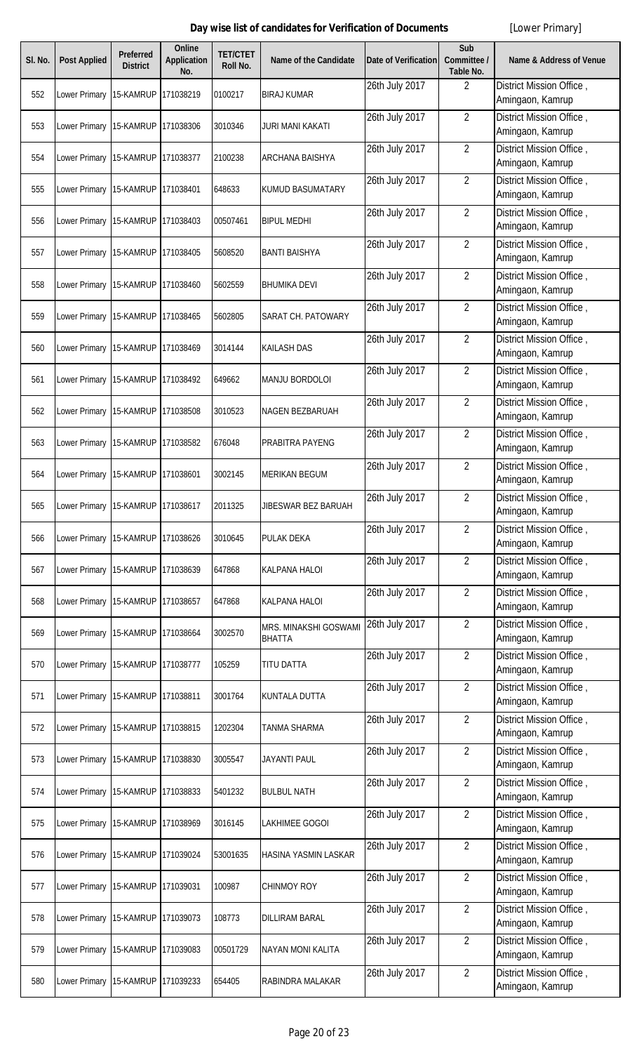# Day wise list of candidates for Verification of Documents

[Lower Primary]

| Sl. No. | Post Applied | Preferred District | Online Application No. | TET/CTET Roll No. | Name of the Candidate | Date of Verification | Sub Committee / Table No. | Name & Address of Venue |
|---|---|---|---|---|---|---|---|---|
| 552 | Lower Primary | 15-KAMRUP | 171038219 | 0100217 | BIRAJ KUMAR | 26th July 2017 | 2 | District Mission Office , Amingaon, Kamrup |
| 553 | Lower Primary | 15-KAMRUP | 171038306 | 3010346 | JURI MANI KAKATI | 26th July 2017 | 2 | District Mission Office , Amingaon, Kamrup |
| 554 | Lower Primary | 15-KAMRUP | 171038377 | 2100238 | ARCHANA BAISHYA | 26th July 2017 | 2 | District Mission Office , Amingaon, Kamrup |
| 555 | Lower Primary | 15-KAMRUP | 171038401 | 648633 | KUMUD BASUMATARY | 26th July 2017 | 2 | District Mission Office , Amingaon, Kamrup |
| 556 | Lower Primary | 15-KAMRUP | 171038403 | 00507461 | BIPUL MEDHI | 26th July 2017 | 2 | District Mission Office , Amingaon, Kamrup |
| 557 | Lower Primary | 15-KAMRUP | 171038405 | 5608520 | BANTI BAISHYA | 26th July 2017 | 2 | District Mission Office , Amingaon, Kamrup |
| 558 | Lower Primary | 15-KAMRUP | 171038460 | 5602559 | BHUMIKA DEVI | 26th July 2017 | 2 | District Mission Office , Amingaon, Kamrup |
| 559 | Lower Primary | 15-KAMRUP | 171038465 | 5602805 | SARAT CH. PATOWARY | 26th July 2017 | 2 | District Mission Office , Amingaon, Kamrup |
| 560 | Lower Primary | 15-KAMRUP | 171038469 | 3014144 | KAILASH DAS | 26th July 2017 | 2 | District Mission Office , Amingaon, Kamrup |
| 561 | Lower Primary | 15-KAMRUP | 171038492 | 649662 | MANJU BORDOLOI | 26th July 2017 | 2 | District Mission Office , Amingaon, Kamrup |
| 562 | Lower Primary | 15-KAMRUP | 171038508 | 3010523 | NAGEN BEZBARUAH | 26th July 2017 | 2 | District Mission Office , Amingaon, Kamrup |
| 563 | Lower Primary | 15-KAMRUP | 171038582 | 676048 | PRABITRA PAYENG | 26th July 2017 | 2 | District Mission Office , Amingaon, Kamrup |
| 564 | Lower Primary | 15-KAMRUP | 171038601 | 3002145 | MERIKAN BEGUM | 26th July 2017 | 2 | District Mission Office , Amingaon, Kamrup |
| 565 | Lower Primary | 15-KAMRUP | 171038617 | 2011325 | JIBESWAR BEZ BARUAH | 26th July 2017 | 2 | District Mission Office , Amingaon, Kamrup |
| 566 | Lower Primary | 15-KAMRUP | 171038626 | 3010645 | PULAK DEKA | 26th July 2017 | 2 | District Mission Office , Amingaon, Kamrup |
| 567 | Lower Primary | 15-KAMRUP | 171038639 | 647868 | KALPANA HALOI | 26th July 2017 | 2 | District Mission Office , Amingaon, Kamrup |
| 568 | Lower Primary | 15-KAMRUP | 171038657 | 647868 | KALPANA HALOI | 26th July 2017 | 2 | District Mission Office , Amingaon, Kamrup |
| 569 | Lower Primary | 15-KAMRUP | 171038664 | 3002570 | MRS. MINAKSHI GOSWAMI BHATTA | 26th July 2017 | 2 | District Mission Office , Amingaon, Kamrup |
| 570 | Lower Primary | 15-KAMRUP | 171038777 | 105259 | TITU DATTA | 26th July 2017 | 2 | District Mission Office , Amingaon, Kamrup |
| 571 | Lower Primary | 15-KAMRUP | 171038811 | 3001764 | KUNTALA DUTTA | 26th July 2017 | 2 | District Mission Office , Amingaon, Kamrup |
| 572 | Lower Primary | 15-KAMRUP | 171038815 | 1202304 | TANMA SHARMA | 26th July 2017 | 2 | District Mission Office , Amingaon, Kamrup |
| 573 | Lower Primary | 15-KAMRUP | 171038830 | 3005547 | JAYANTI PAUL | 26th July 2017 | 2 | District Mission Office , Amingaon, Kamrup |
| 574 | Lower Primary | 15-KAMRUP | 171038833 | 5401232 | BULBUL NATH | 26th July 2017 | 2 | District Mission Office , Amingaon, Kamrup |
| 575 | Lower Primary | 15-KAMRUP | 171038969 | 3016145 | LAKHIMEE GOGOI | 26th July 2017 | 2 | District Mission Office , Amingaon, Kamrup |
| 576 | Lower Primary | 15-KAMRUP | 171039024 | 53001635 | HASINA YASMIN LASKAR | 26th July 2017 | 2 | District Mission Office , Amingaon, Kamrup |
| 577 | Lower Primary | 15-KAMRUP | 171039031 | 100987 | CHINMOY ROY | 26th July 2017 | 2 | District Mission Office , Amingaon, Kamrup |
| 578 | Lower Primary | 15-KAMRUP | 171039073 | 108773 | DILLIRAM BARAL | 26th July 2017 | 2 | District Mission Office , Amingaon, Kamrup |
| 579 | Lower Primary | 15-KAMRUP | 171039083 | 00501729 | NAYAN MONI KALITA | 26th July 2017 | 2 | District Mission Office , Amingaon, Kamrup |
| 580 | Lower Primary | 15-KAMRUP | 171039233 | 654405 | RABINDRA MALAKAR | 26th July 2017 | 2 | District Mission Office , Amingaon, Kamrup |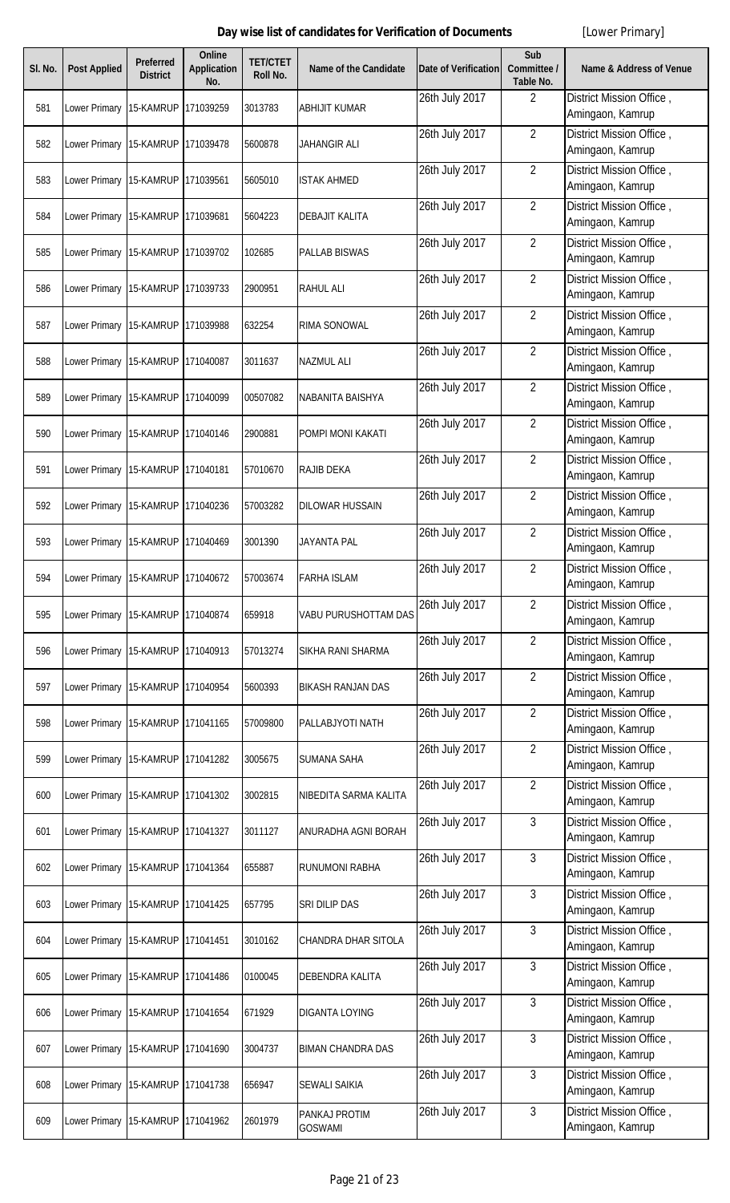**Day wise list of candidates for Verification of Documents** [Lower Primary]

| Sl. No. | Post Applied | Preferred District | Online Application No. | TET/CTET Roll No. | Name of the Candidate | Date of Verification | Sub Committee / Table No. | Name & Address of Venue |
|---|---|---|---|---|---|---|---|---|
| 581 | Lower Primary | 15-KAMRUP | 171039259 | 3013783 | ABHIJIT KUMAR | 26th July 2017 | 2 | District Mission Office , Amingaon, Kamrup |
| 582 | Lower Primary | 15-KAMRUP | 171039478 | 5600878 | JAHANGIR ALI | 26th July 2017 | 2 | District Mission Office , Amingaon, Kamrup |
| 583 | Lower Primary | 15-KAMRUP | 171039561 | 5605010 | ISTAK AHMED | 26th July 2017 | 2 | District Mission Office , Amingaon, Kamrup |
| 584 | Lower Primary | 15-KAMRUP | 171039681 | 5604223 | DEBAJIT KALITA | 26th July 2017 | 2 | District Mission Office , Amingaon, Kamrup |
| 585 | Lower Primary | 15-KAMRUP | 171039702 | 102685 | PALLAB BISWAS | 26th July 2017 | 2 | District Mission Office , Amingaon, Kamrup |
| 586 | Lower Primary | 15-KAMRUP | 171039733 | 2900951 | RAHUL ALI | 26th July 2017 | 2 | District Mission Office , Amingaon, Kamrup |
| 587 | Lower Primary | 15-KAMRUP | 171039988 | 632254 | RIMA SONOWAL | 26th July 2017 | 2 | District Mission Office , Amingaon, Kamrup |
| 588 | Lower Primary | 15-KAMRUP | 171040087 | 3011637 | NAZMUL ALI | 26th July 2017 | 2 | District Mission Office , Amingaon, Kamrup |
| 589 | Lower Primary | 15-KAMRUP | 171040099 | 00507082 | NABANITA BAISHYA | 26th July 2017 | 2 | District Mission Office , Amingaon, Kamrup |
| 590 | Lower Primary | 15-KAMRUP | 171040146 | 2900881 | POMPI MONI KAKATI | 26th July 2017 | 2 | District Mission Office , Amingaon, Kamrup |
| 591 | Lower Primary | 15-KAMRUP | 171040181 | 57010670 | RAJIB DEKA | 26th July 2017 | 2 | District Mission Office , Amingaon, Kamrup |
| 592 | Lower Primary | 15-KAMRUP | 171040236 | 57003282 | DILOWAR HUSSAIN | 26th July 2017 | 2 | District Mission Office , Amingaon, Kamrup |
| 593 | Lower Primary | 15-KAMRUP | 171040469 | 3001390 | JAYANTA PAL | 26th July 2017 | 2 | District Mission Office , Amingaon, Kamrup |
| 594 | Lower Primary | 15-KAMRUP | 171040672 | 57003674 | FARHA ISLAM | 26th July 2017 | 2 | District Mission Office , Amingaon, Kamrup |
| 595 | Lower Primary | 15-KAMRUP | 171040874 | 659918 | VABU PURUSHOTTAM DAS | 26th July 2017 | 2 | District Mission Office , Amingaon, Kamrup |
| 596 | Lower Primary | 15-KAMRUP | 171040913 | 57013274 | SIKHA RANI SHARMA | 26th July 2017 | 2 | District Mission Office , Amingaon, Kamrup |
| 597 | Lower Primary | 15-KAMRUP | 171040954 | 5600393 | BIKASH RANJAN DAS | 26th July 2017 | 2 | District Mission Office , Amingaon, Kamrup |
| 598 | Lower Primary | 15-KAMRUP | 171041165 | 57009800 | PALLABJYOTI NATH | 26th July 2017 | 2 | District Mission Office , Amingaon, Kamrup |
| 599 | Lower Primary | 15-KAMRUP | 171041282 | 3005675 | SUMANA SAHA | 26th July 2017 | 2 | District Mission Office , Amingaon, Kamrup |
| 600 | Lower Primary | 15-KAMRUP | 171041302 | 3002815 | NIBEDITA SARMA KALITA | 26th July 2017 | 2 | District Mission Office , Amingaon, Kamrup |
| 601 | Lower Primary | 15-KAMRUP | 171041327 | 3011127 | ANURADHA AGNI BORAH | 26th July 2017 | 3 | District Mission Office , Amingaon, Kamrup |
| 602 | Lower Primary | 15-KAMRUP | 171041364 | 655887 | RUNUMONI RABHA | 26th July 2017 | 3 | District Mission Office , Amingaon, Kamrup |
| 603 | Lower Primary | 15-KAMRUP | 171041425 | 657795 | SRI DILIP DAS | 26th July 2017 | 3 | District Mission Office , Amingaon, Kamrup |
| 604 | Lower Primary | 15-KAMRUP | 171041451 | 3010162 | CHANDRA DHAR SITOLA | 26th July 2017 | 3 | District Mission Office , Amingaon, Kamrup |
| 605 | Lower Primary | 15-KAMRUP | 171041486 | 0100045 | DEBENDRA KALITA | 26th July 2017 | 3 | District Mission Office , Amingaon, Kamrup |
| 606 | Lower Primary | 15-KAMRUP | 171041654 | 671929 | DIGANTA LOYING | 26th July 2017 | 3 | District Mission Office , Amingaon, Kamrup |
| 607 | Lower Primary | 15-KAMRUP | 171041690 | 3004737 | BIMAN CHANDRA DAS | 26th July 2017 | 3 | District Mission Office , Amingaon, Kamrup |
| 608 | Lower Primary | 15-KAMRUP | 171041738 | 656947 | SEWALI SAIKIA | 26th July 2017 | 3 | District Mission Office , Amingaon, Kamrup |
| 609 | Lower Primary | 15-KAMRUP | 171041962 | 2601979 | PANKAJ PROTIM GOSWAMI | 26th July 2017 | 3 | District Mission Office , Amingaon, Kamrup |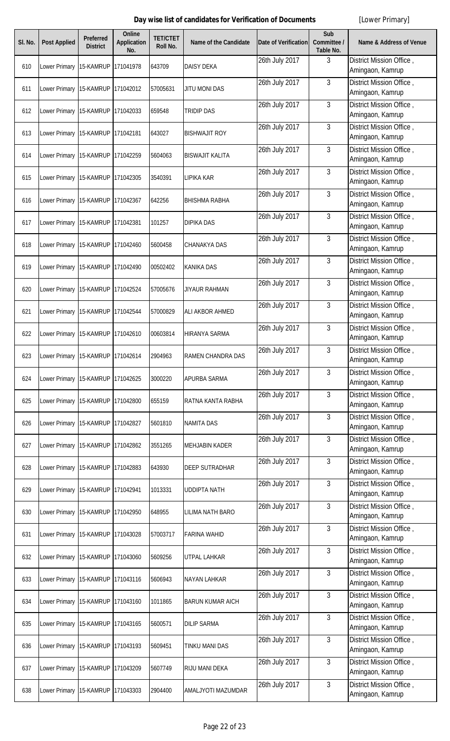**Day wise list of candidates for Verification of Documents** [Lower Primary]

| Sl. No. | Post Applied | Preferred District | Online Application No. | TET/CTET Roll No. | Name of the Candidate | Date of Verification | Sub Committee / Table No. | Name & Address of Venue |
|---|---|---|---|---|---|---|---|---|
| 610 | Lower Primary | 15-KAMRUP | 171041978 | 643709 | DAISY DEKA | 26th July 2017 | 3 | District Mission Office , Amingaon, Kamrup |
| 611 | Lower Primary | 15-KAMRUP | 171042012 | 57005631 | JITU MONI DAS | 26th July 2017 | 3 | District Mission Office , Amingaon, Kamrup |
| 612 | Lower Primary | 15-KAMRUP | 171042033 | 659548 | TRIDIP DAS | 26th July 2017 | 3 | District Mission Office , Amingaon, Kamrup |
| 613 | Lower Primary | 15-KAMRUP | 171042181 | 643027 | BISHWAJIT ROY | 26th July 2017 | 3 | District Mission Office , Amingaon, Kamrup |
| 614 | Lower Primary | 15-KAMRUP | 171042259 | 5604063 | BISWAJIT KALITA | 26th July 2017 | 3 | District Mission Office , Amingaon, Kamrup |
| 615 | Lower Primary | 15-KAMRUP | 171042305 | 3540391 | LIPIKA KAR | 26th July 2017 | 3 | District Mission Office , Amingaon, Kamrup |
| 616 | Lower Primary | 15-KAMRUP | 171042367 | 642256 | BHISHMA RABHA | 26th July 2017 | 3 | District Mission Office , Amingaon, Kamrup |
| 617 | Lower Primary | 15-KAMRUP | 171042381 | 101257 | DIPIKA DAS | 26th July 2017 | 3 | District Mission Office , Amingaon, Kamrup |
| 618 | Lower Primary | 15-KAMRUP | 171042460 | 5600458 | CHANAKYA DAS | 26th July 2017 | 3 | District Mission Office , Amingaon, Kamrup |
| 619 | Lower Primary | 15-KAMRUP | 171042490 | 00502402 | KANIKA DAS | 26th July 2017 | 3 | District Mission Office , Amingaon, Kamrup |
| 620 | Lower Primary | 15-KAMRUP | 171042524 | 57005676 | JIYAUR RAHMAN | 26th July 2017 | 3 | District Mission Office , Amingaon, Kamrup |
| 621 | Lower Primary | 15-KAMRUP | 171042544 | 57000829 | ALI AKBOR AHMED | 26th July 2017 | 3 | District Mission Office , Amingaon, Kamrup |
| 622 | Lower Primary | 15-KAMRUP | 171042610 | 00603814 | HIRANYA SARMA | 26th July 2017 | 3 | District Mission Office , Amingaon, Kamrup |
| 623 | Lower Primary | 15-KAMRUP | 171042614 | 2904963 | RAMEN CHANDRA DAS | 26th July 2017 | 3 | District Mission Office , Amingaon, Kamrup |
| 624 | Lower Primary | 15-KAMRUP | 171042625 | 3000220 | APURBA SARMA | 26th July 2017 | 3 | District Mission Office , Amingaon, Kamrup |
| 625 | Lower Primary | 15-KAMRUP | 171042800 | 655159 | RATNA KANTA RABHA | 26th July 2017 | 3 | District Mission Office , Amingaon, Kamrup |
| 626 | Lower Primary | 15-KAMRUP | 171042827 | 5601810 | NAMITA DAS | 26th July 2017 | 3 | District Mission Office , Amingaon, Kamrup |
| 627 | Lower Primary | 15-KAMRUP | 171042862 | 3551265 | MEHJABIN KADER | 26th July 2017 | 3 | District Mission Office , Amingaon, Kamrup |
| 628 | Lower Primary | 15-KAMRUP | 171042883 | 643930 | DEEP SUTRADHAR | 26th July 2017 | 3 | District Mission Office , Amingaon, Kamrup |
| 629 | Lower Primary | 15-KAMRUP | 171042941 | 1013331 | UDDIPTA NATH | 26th July 2017 | 3 | District Mission Office , Amingaon, Kamrup |
| 630 | Lower Primary | 15-KAMRUP | 171042950 | 648955 | LILIMA NATH BARO | 26th July 2017 | 3 | District Mission Office , Amingaon, Kamrup |
| 631 | Lower Primary | 15-KAMRUP | 171043028 | 57003717 | FARINA WAHID | 26th July 2017 | 3 | District Mission Office , Amingaon, Kamrup |
| 632 | Lower Primary | 15-KAMRUP | 171043060 | 5609256 | UTPAL LAHKAR | 26th July 2017 | 3 | District Mission Office , Amingaon, Kamrup |
| 633 | Lower Primary | 15-KAMRUP | 171043116 | 5606943 | NAYAN LAHKAR | 26th July 2017 | 3 | District Mission Office , Amingaon, Kamrup |
| 634 | Lower Primary | 15-KAMRUP | 171043160 | 1011865 | BARUN KUMAR AICH | 26th July 2017 | 3 | District Mission Office , Amingaon, Kamrup |
| 635 | Lower Primary | 15-KAMRUP | 171043165 | 5600571 | DILIP SARMA | 26th July 2017 | 3 | District Mission Office , Amingaon, Kamrup |
| 636 | Lower Primary | 15-KAMRUP | 171043193 | 5609451 | TINKU MANI DAS | 26th July 2017 | 3 | District Mission Office , Amingaon, Kamrup |
| 637 | Lower Primary | 15-KAMRUP | 171043209 | 5607749 | RIJU MANI DEKA | 26th July 2017 | 3 | District Mission Office , Amingaon, Kamrup |
| 638 | Lower Primary | 15-KAMRUP | 171043303 | 2904400 | AMALJYOTI MAZUMDAR | 26th July 2017 | 3 | District Mission Office , Amingaon, Kamrup |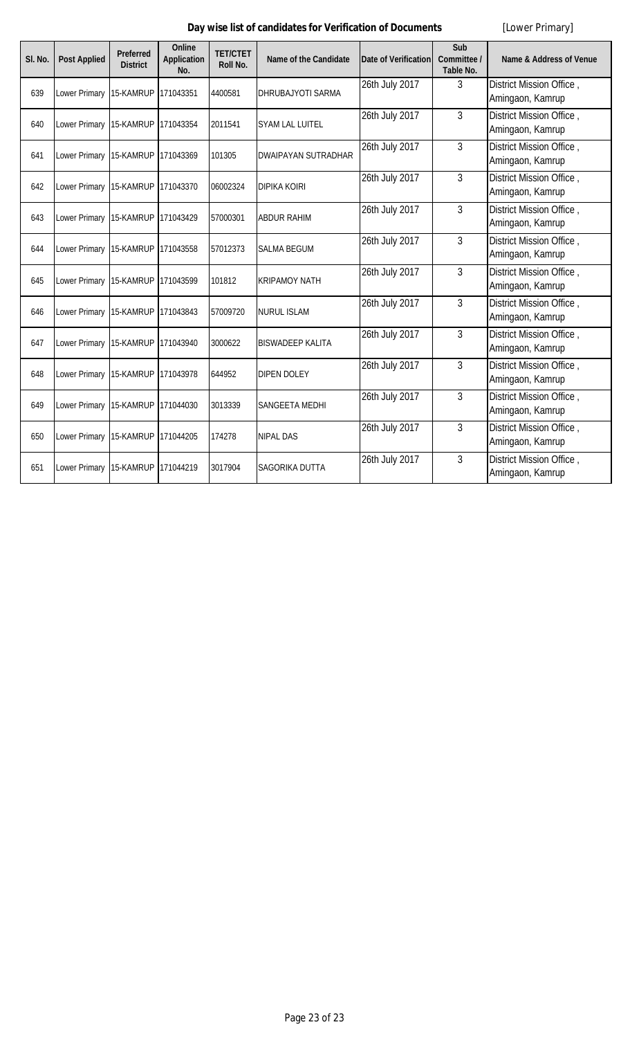**Day wise list of candidates for Verification of Documents** [Lower Primary]

| Sl. No. | Post Applied | Preferred District | Online Application No. | TET/CTET Roll No. | Name of the Candidate | Date of Verification | Sub Committee / Table No. | Name & Address of Venue |
|---|---|---|---|---|---|---|---|---|
| 639 | Lower Primary | 15-KAMRUP | 171043351 | 4400581 | DHRUBAJYOTI SARMA | 26th July 2017 | 3 | District Mission Office , Amingaon, Kamrup |
| 640 | Lower Primary | 15-KAMRUP | 171043354 | 2011541 | SYAM LAL LUITEL | 26th July 2017 | 3 | District Mission Office , Amingaon, Kamrup |
| 641 | Lower Primary | 15-KAMRUP | 171043369 | 101305 | DWAIPAYAN SUTRADHAR | 26th July 2017 | 3 | District Mission Office , Amingaon, Kamrup |
| 642 | Lower Primary | 15-KAMRUP | 171043370 | 06002324 | DIPIKA KOIRI | 26th July 2017 | 3 | District Mission Office , Amingaon, Kamrup |
| 643 | Lower Primary | 15-KAMRUP | 171043429 | 57000301 | ABDUR RAHIM | 26th July 2017 | 3 | District Mission Office , Amingaon, Kamrup |
| 644 | Lower Primary | 15-KAMRUP | 171043558 | 57012373 | SALMA BEGUM | 26th July 2017 | 3 | District Mission Office , Amingaon, Kamrup |
| 645 | Lower Primary | 15-KAMRUP | 171043599 | 101812 | KRIPAMOY NATH | 26th July 2017 | 3 | District Mission Office , Amingaon, Kamrup |
| 646 | Lower Primary | 15-KAMRUP | 171043843 | 57009720 | NURUL ISLAM | 26th July 2017 | 3 | District Mission Office , Amingaon, Kamrup |
| 647 | Lower Primary | 15-KAMRUP | 171043940 | 3000622 | BISWADEEP KALITA | 26th July 2017 | 3 | District Mission Office , Amingaon, Kamrup |
| 648 | Lower Primary | 15-KAMRUP | 171043978 | 644952 | DIPEN DOLEY | 26th July 2017 | 3 | District Mission Office , Amingaon, Kamrup |
| 649 | Lower Primary | 15-KAMRUP | 171044030 | 3013339 | SANGEETA MEDHI | 26th July 2017 | 3 | District Mission Office , Amingaon, Kamrup |
| 650 | Lower Primary | 15-KAMRUP | 171044205 | 174278 | NIPAL DAS | 26th July 2017 | 3 | District Mission Office , Amingaon, Kamrup |
| 651 | Lower Primary | 15-KAMRUP | 171044219 | 3017904 | SAGORIKA DUTTA | 26th July 2017 | 3 | District Mission Office , Amingaon, Kamrup |